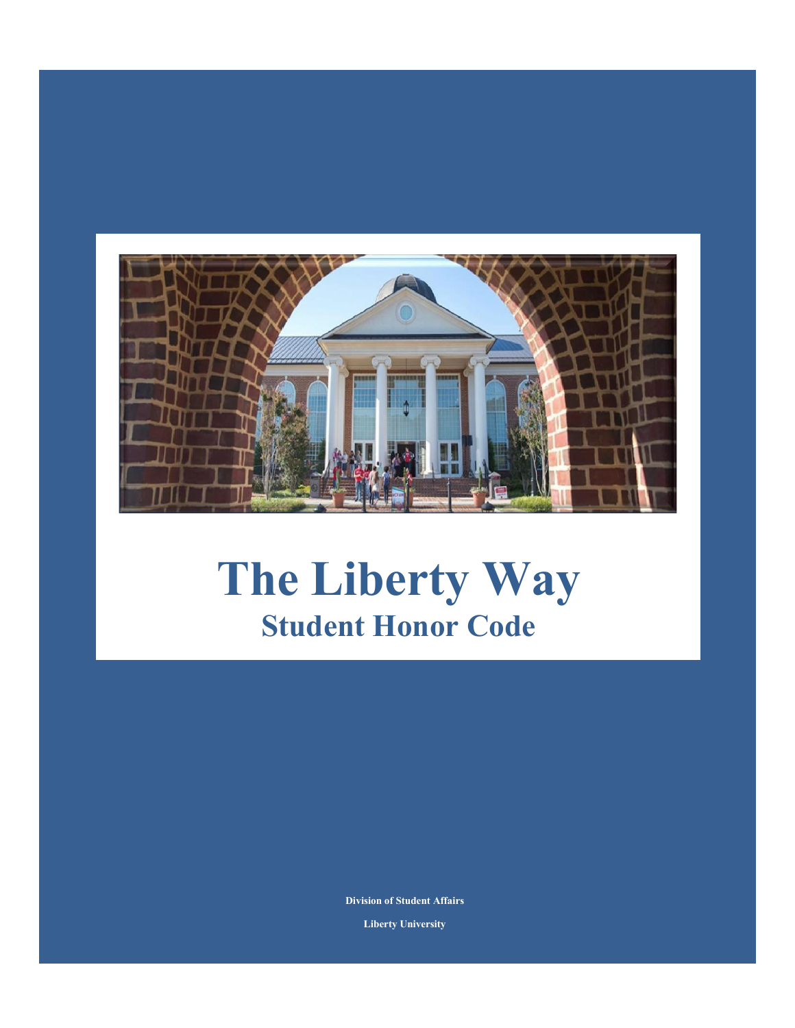# The Liberty Way

## Student Honor Code

**Division of Student Affairs**

**Liberty University**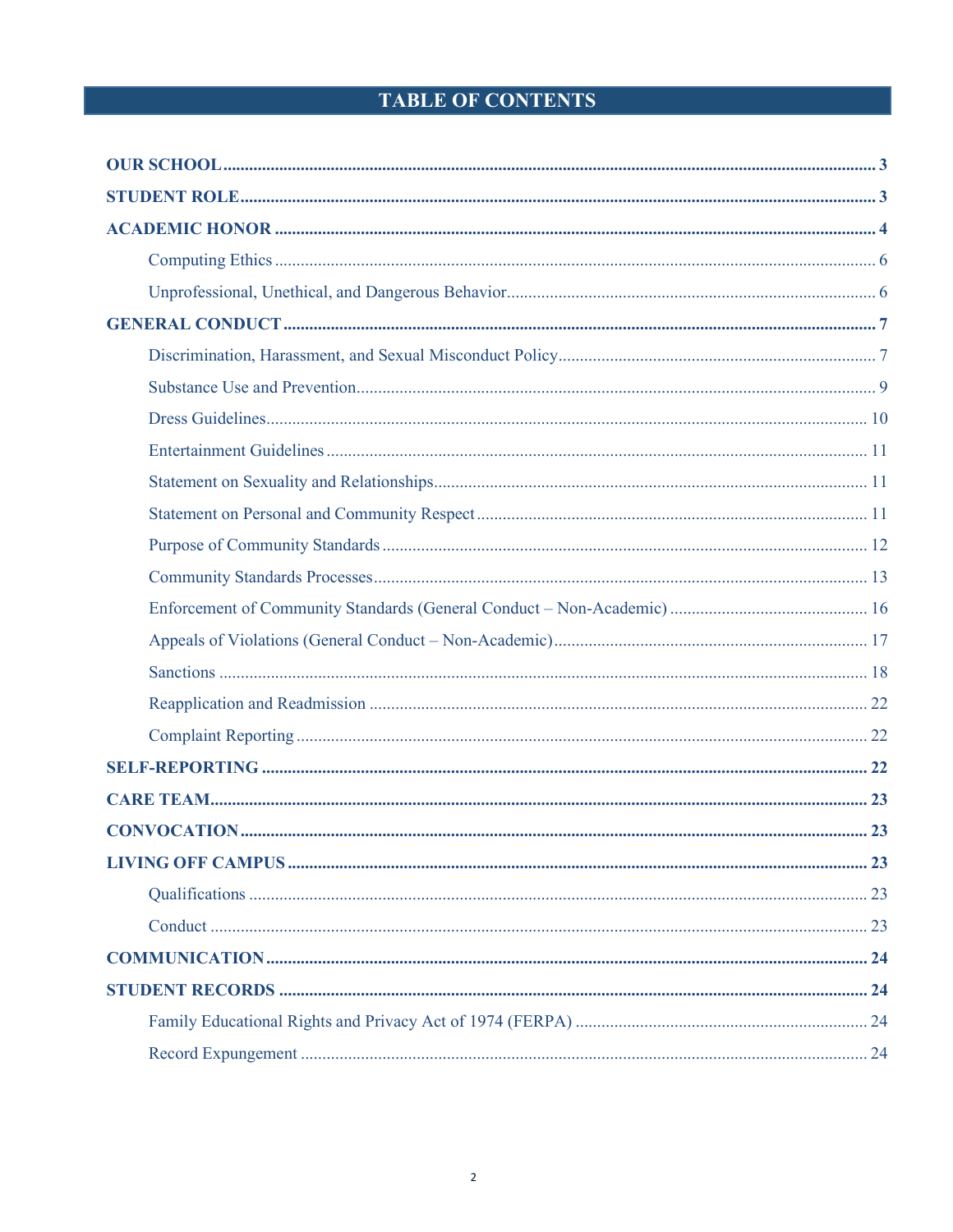# TABLE OF CONTENTS

**OUR SCHOOL** ........ **3**

**STUDENT ROLE** ........ **3**

**ACADEMIC HONOR** ........ **4**

- Computing Ethics ........ 6
- Unprofessional, Unethical, and Dangerous Behavior ........ 6

**GENERAL CONDUCT** ........ **7**

- Discrimination, Harassment, and Sexual Misconduct Policy ........ 7
- Substance Use and Prevention ........ 9
- Dress Guidelines ........ 10
- Entertainment Guidelines ........ 11
- Statement on Sexuality and Relationships ........ 11
- Statement on Personal and Community Respect ........ 11
- Purpose of Community Standards ........ 12
- Community Standards Processes ........ 13
- Enforcement of Community Standards (General Conduct – Non-Academic) ........ 16
- Appeals of Violations (General Conduct – Non-Academic) ........ 17
- Sanctions ........ 18
- Reapplication and Readmission ........ 22
- Complaint Reporting ........ 22

**SELF-REPORTING** ........ **22**

**CARE TEAM** ........ **23**

**CONVOCATION** ........ **23**

**LIVING OFF CAMPUS** ........ **23**

- Qualifications ........ 23
- Conduct ........ 23

**COMMUNICATION** ........ **24**

**STUDENT RECORDS** ........ **24**

- Family Educational Rights and Privacy Act of 1974 (FERPA) ........ 24
- Record Expungement ........ 24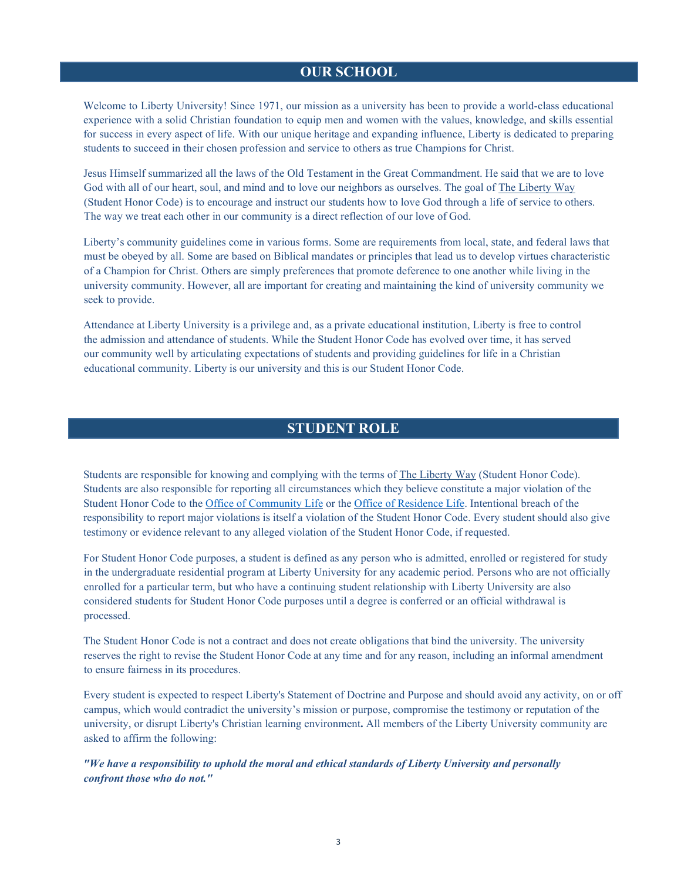## OUR SCHOOL

Welcome to Liberty University! Since 1971, our mission as a university has been to provide a world-class educational experience with a solid Christian foundation to equip men and women with the values, knowledge, and skills essential for success in every aspect of life. With our unique heritage and expanding influence, Liberty is dedicated to preparing students to succeed in their chosen profession and service to others as true Champions for Christ.

Jesus Himself summarized all the laws of the Old Testament in the Great Commandment. He said that we are to love God with all of our heart, soul, and mind and to love our neighbors as ourselves. The goal of The Liberty Way (Student Honor Code) is to encourage and instruct our students how to love God through a life of service to others. The way we treat each other in our community is a direct reflection of our love of God.

Liberty's community guidelines come in various forms. Some are requirements from local, state, and federal laws that must be obeyed by all. Some are based on Biblical mandates or principles that lead us to develop virtues characteristic of a Champion for Christ. Others are simply preferences that promote deference to one another while living in the university community. However, all are important for creating and maintaining the kind of university community we seek to provide.

Attendance at Liberty University is a privilege and, as a private educational institution, Liberty is free to control the admission and attendance of students. While the Student Honor Code has evolved over time, it has served our community well by articulating expectations of students and providing guidelines for life in a Christian educational community. Liberty is our university and this is our Student Honor Code.

## STUDENT ROLE

Students are responsible for knowing and complying with the terms of The Liberty Way (Student Honor Code). Students are also responsible for reporting all circumstances which they believe constitute a major violation of the Student Honor Code to the Office of Community Life or the Office of Residence Life. Intentional breach of the responsibility to report major violations is itself a violation of the Student Honor Code. Every student should also give testimony or evidence relevant to any alleged violation of the Student Honor Code, if requested.

For Student Honor Code purposes, a student is defined as any person who is admitted, enrolled or registered for study in the undergraduate residential program at Liberty University for any academic period. Persons who are not officially enrolled for a particular term, but who have a continuing student relationship with Liberty University are also considered students for Student Honor Code purposes until a degree is conferred or an official withdrawal is processed.

The Student Honor Code is not a contract and does not create obligations that bind the university. The university reserves the right to revise the Student Honor Code at any time and for any reason, including an informal amendment to ensure fairness in its procedures.

Every student is expected to respect Liberty's Statement of Doctrine and Purpose and should avoid any activity, on or off campus, which would contradict the university's mission or purpose, compromise the testimony or reputation of the university, or disrupt Liberty's Christian learning environment**.** All members of the Liberty University community are asked to affirm the following:

***"We have a responsibility to uphold the moral and ethical standards of Liberty University and personally confront those who do not."***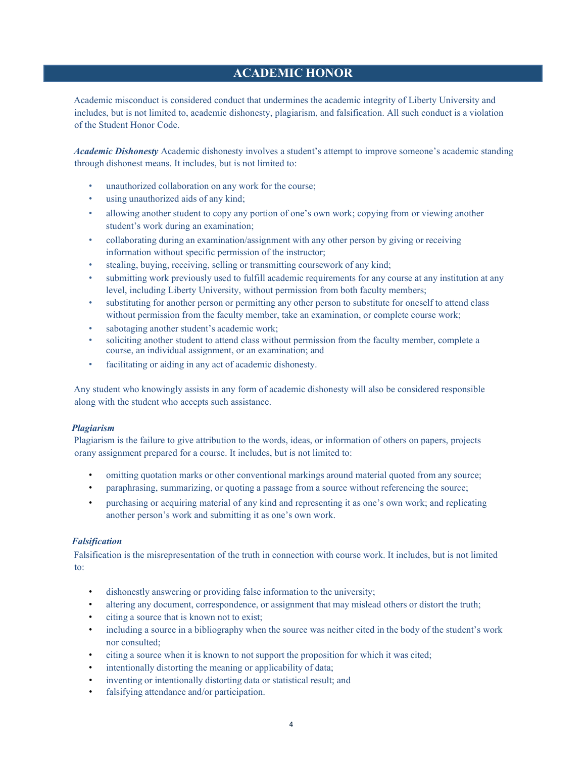# ACADEMIC HONOR

Academic misconduct is considered conduct that undermines the academic integrity of Liberty University and includes, but is not limited to, academic dishonesty, plagiarism, and falsification. All such conduct is a violation of the Student Honor Code.

***Academic Dishonesty*** Academic dishonesty involves a student's attempt to improve someone's academic standing through dishonest means. It includes, but is not limited to:

- unauthorized collaboration on any work for the course;
- using unauthorized aids of any kind;
- allowing another student to copy any portion of one's own work; copying from or viewing another student's work during an examination;
- collaborating during an examination/assignment with any other person by giving or receiving information without specific permission of the instructor;
- stealing, buying, receiving, selling or transmitting coursework of any kind;
- submitting work previously used to fulfill academic requirements for any course at any institution at any level, including Liberty University, without permission from both faculty members;
- substituting for another person or permitting any other person to substitute for oneself to attend class without permission from the faculty member, take an examination, or complete course work;
- sabotaging another student's academic work;
- soliciting another student to attend class without permission from the faculty member, complete a course, an individual assignment, or an examination; and
- facilitating or aiding in any act of academic dishonesty.

Any student who knowingly assists in any form of academic dishonesty will also be considered responsible along with the student who accepts such assistance.

***Plagiarism***

Plagiarism is the failure to give attribution to the words, ideas, or information of others on papers, projects orany assignment prepared for a course. It includes, but is not limited to:

- omitting quotation marks or other conventional markings around material quoted from any source;
- paraphrasing, summarizing, or quoting a passage from a source without referencing the source;
- purchasing or acquiring material of any kind and representing it as one's own work; and replicating another person's work and submitting it as one's own work.

***Falsification***

Falsification is the misrepresentation of the truth in connection with course work. It includes, but is not limited to:

- dishonestly answering or providing false information to the university;
- altering any document, correspondence, or assignment that may mislead others or distort the truth;
- citing a source that is known not to exist;
- including a source in a bibliography when the source was neither cited in the body of the student's work nor consulted;
- citing a source when it is known to not support the proposition for which it was cited;
- intentionally distorting the meaning or applicability of data;
- inventing or intentionally distorting data or statistical result; and
- falsifying attendance and/or participation.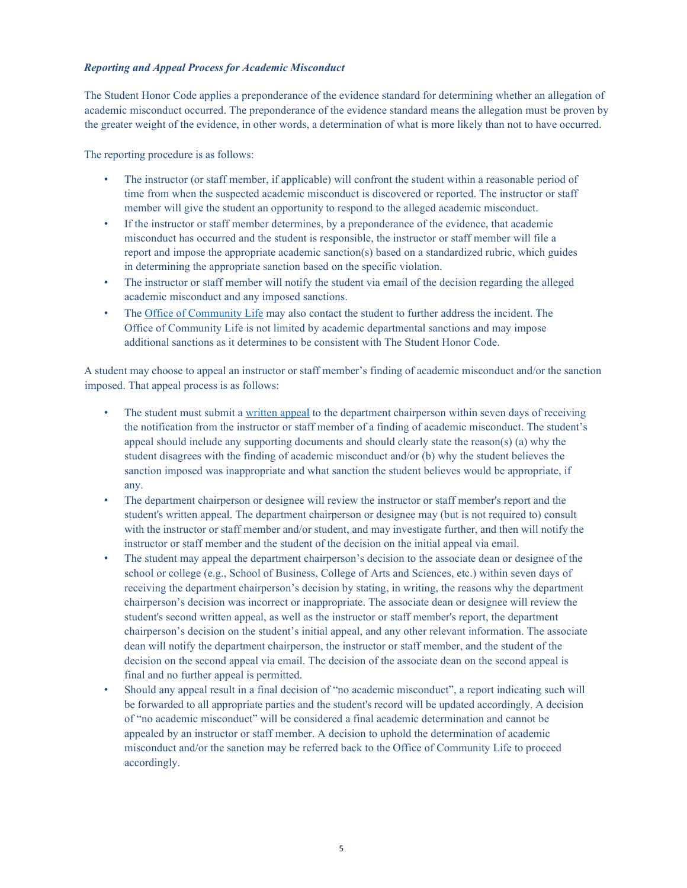***Reporting and Appeal Process for Academic Misconduct***

The Student Honor Code applies a preponderance of the evidence standard for determining whether an allegation of academic misconduct occurred. The preponderance of the evidence standard means the allegation must be proven by the greater weight of the evidence, in other words, a determination of what is more likely than not to have occurred.

The reporting procedure is as follows:

- The instructor (or staff member, if applicable) will confront the student within a reasonable period of time from when the suspected academic misconduct is discovered or reported. The instructor or staff member will give the student an opportunity to respond to the alleged academic misconduct.
- If the instructor or staff member determines, by a preponderance of the evidence, that academic misconduct has occurred and the student is responsible, the instructor or staff member will file a report and impose the appropriate academic sanction(s) based on a standardized rubric, which guides in determining the appropriate sanction based on the specific violation.
- The instructor or staff member will notify the student via email of the decision regarding the alleged academic misconduct and any imposed sanctions.
- The Office of Community Life may also contact the student to further address the incident. The Office of Community Life is not limited by academic departmental sanctions and may impose additional sanctions as it determines to be consistent with The Student Honor Code.

A student may choose to appeal an instructor or staff member's finding of academic misconduct and/or the sanction imposed. That appeal process is as follows:

- The student must submit a written appeal to the department chairperson within seven days of receiving the notification from the instructor or staff member of a finding of academic misconduct. The student's appeal should include any supporting documents and should clearly state the reason(s) (a) why the student disagrees with the finding of academic misconduct and/or (b) why the student believes the sanction imposed was inappropriate and what sanction the student believes would be appropriate, if any.
- The department chairperson or designee will review the instructor or staff member's report and the student's written appeal. The department chairperson or designee may (but is not required to) consult with the instructor or staff member and/or student, and may investigate further, and then will notify the instructor or staff member and the student of the decision on the initial appeal via email.
- The student may appeal the department chairperson's decision to the associate dean or designee of the school or college (e.g., School of Business, College of Arts and Sciences, etc.) within seven days of receiving the department chairperson's decision by stating, in writing, the reasons why the department chairperson's decision was incorrect or inappropriate. The associate dean or designee will review the student's second written appeal, as well as the instructor or staff member's report, the department chairperson's decision on the student's initial appeal, and any other relevant information. The associate dean will notify the department chairperson, the instructor or staff member, and the student of the decision on the second appeal via email. The decision of the associate dean on the second appeal is final and no further appeal is permitted.
- Should any appeal result in a final decision of "no academic misconduct", a report indicating such will be forwarded to all appropriate parties and the student's record will be updated accordingly. A decision of "no academic misconduct" will be considered a final academic determination and cannot be appealed by an instructor or staff member. A decision to uphold the determination of academic misconduct and/or the sanction may be referred back to the Office of Community Life to proceed accordingly.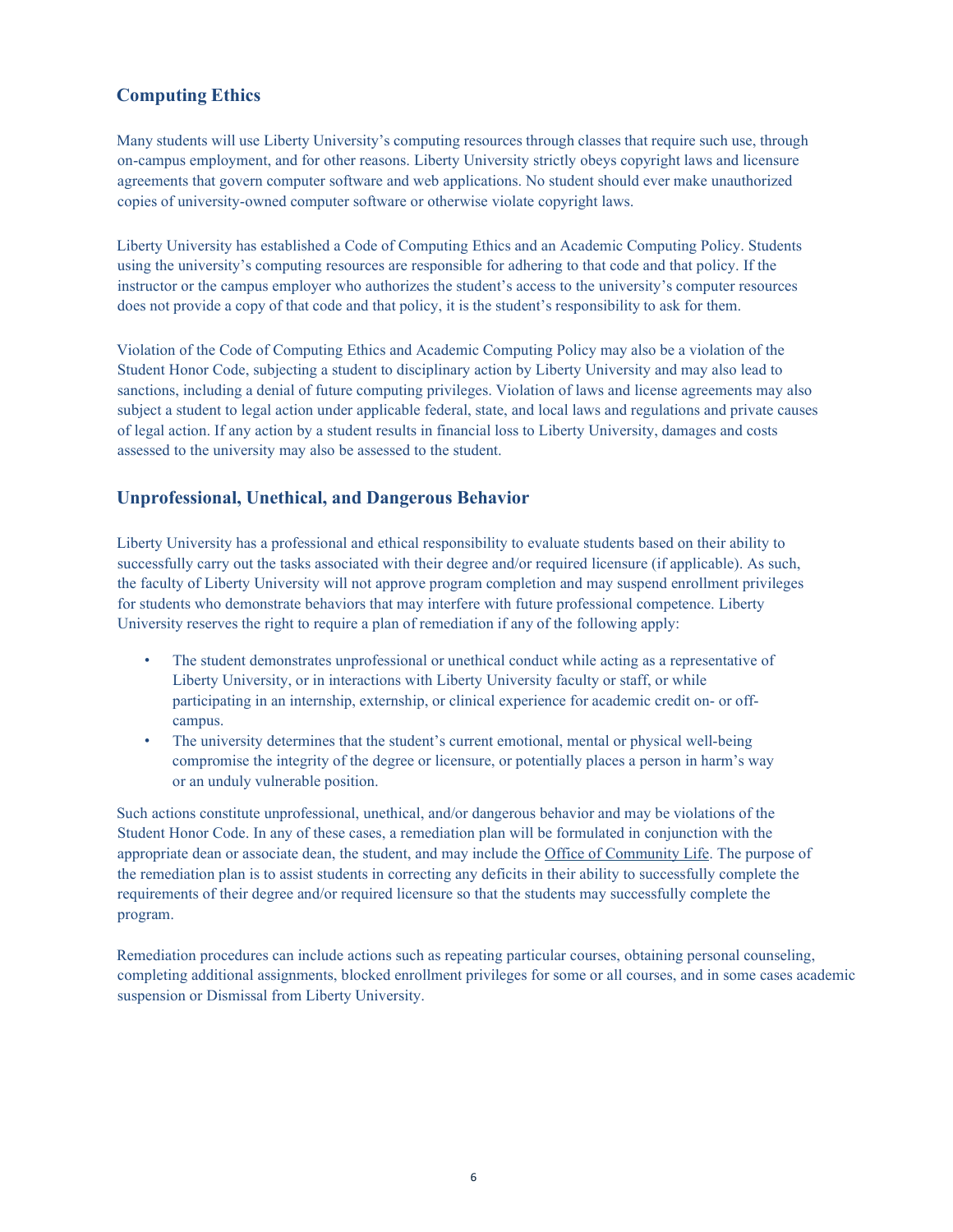## Computing Ethics

Many students will use Liberty University's computing resources through classes that require such use, through on-campus employment, and for other reasons. Liberty University strictly obeys copyright laws and licensure agreements that govern computer software and web applications. No student should ever make unauthorized copies of university-owned computer software or otherwise violate copyright laws.

Liberty University has established a Code of Computing Ethics and an Academic Computing Policy. Students using the university's computing resources are responsible for adhering to that code and that policy. If the instructor or the campus employer who authorizes the student's access to the university's computer resources does not provide a copy of that code and that policy, it is the student's responsibility to ask for them.

Violation of the Code of Computing Ethics and Academic Computing Policy may also be a violation of the Student Honor Code, subjecting a student to disciplinary action by Liberty University and may also lead to sanctions, including a denial of future computing privileges. Violation of laws and license agreements may also subject a student to legal action under applicable federal, state, and local laws and regulations and private causes of legal action. If any action by a student results in financial loss to Liberty University, damages and costs assessed to the university may also be assessed to the student.

## Unprofessional, Unethical, and Dangerous Behavior

Liberty University has a professional and ethical responsibility to evaluate students based on their ability to successfully carry out the tasks associated with their degree and/or required licensure (if applicable). As such, the faculty of Liberty University will not approve program completion and may suspend enrollment privileges for students who demonstrate behaviors that may interfere with future professional competence. Liberty University reserves the right to require a plan of remediation if any of the following apply:

- The student demonstrates unprofessional or unethical conduct while acting as a representative of Liberty University, or in interactions with Liberty University faculty or staff, or while participating in an internship, externship, or clinical experience for academic credit on- or off-campus.
- The university determines that the student's current emotional, mental or physical well-being compromise the integrity of the degree or licensure, or potentially places a person in harm's way or an unduly vulnerable position.

Such actions constitute unprofessional, unethical, and/or dangerous behavior and may be violations of the Student Honor Code. In any of these cases, a remediation plan will be formulated in conjunction with the appropriate dean or associate dean, the student, and may include the Office of Community Life. The purpose of the remediation plan is to assist students in correcting any deficits in their ability to successfully complete the requirements of their degree and/or required licensure so that the students may successfully complete the program.

Remediation procedures can include actions such as repeating particular courses, obtaining personal counseling, completing additional assignments, blocked enrollment privileges for some or all courses, and in some cases academic suspension or Dismissal from Liberty University.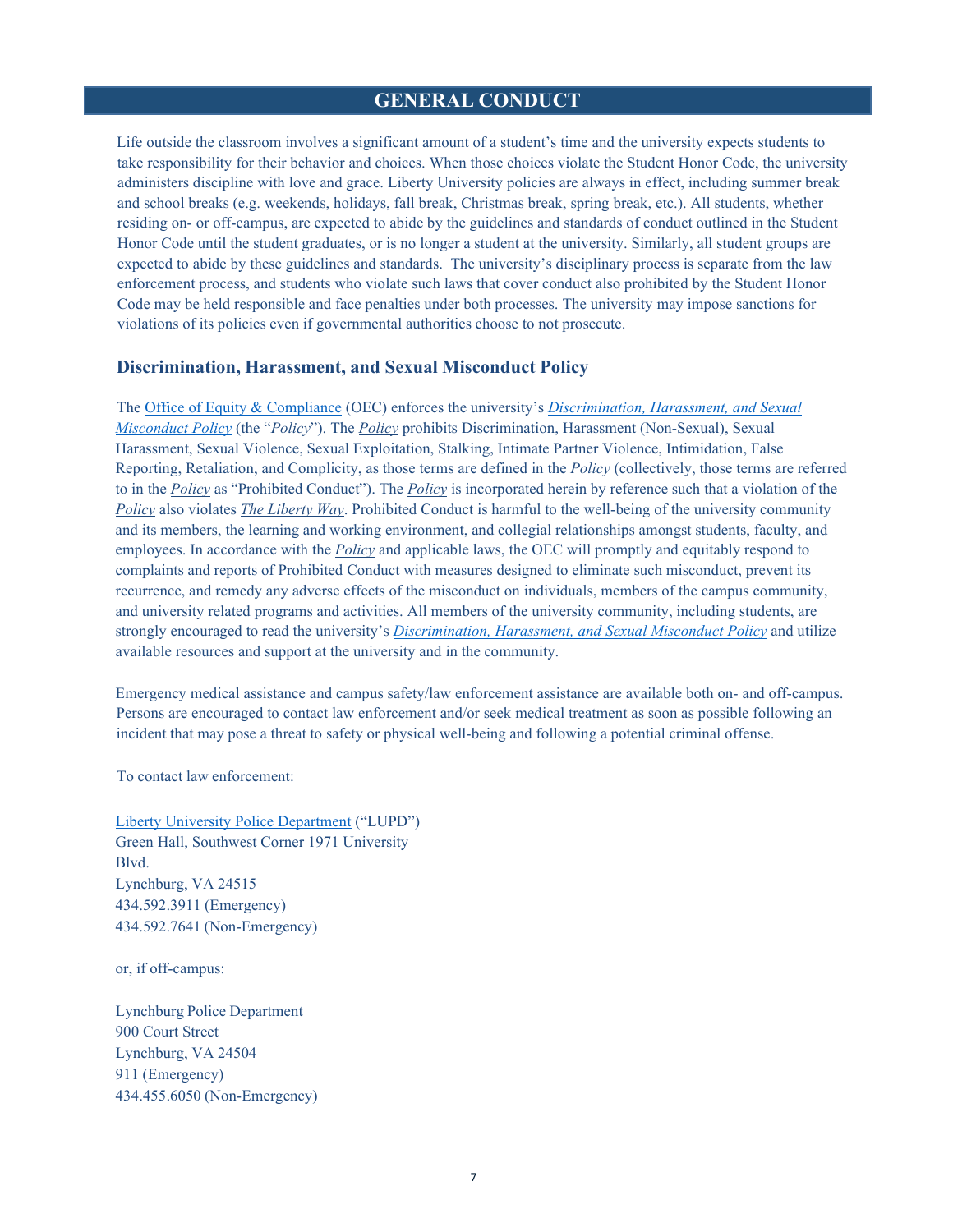# GENERAL CONDUCT

Life outside the classroom involves a significant amount of a student's time and the university expects students to take responsibility for their behavior and choices. When those choices violate the Student Honor Code, the university administers discipline with love and grace. Liberty University policies are always in effect, including summer break and school breaks (e.g. weekends, holidays, fall break, Christmas break, spring break, etc.). All students, whether residing on- or off-campus, are expected to abide by the guidelines and standards of conduct outlined in the Student Honor Code until the student graduates, or is no longer a student at the university. Similarly, all student groups are expected to abide by these guidelines and standards. The university's disciplinary process is separate from the law enforcement process, and students who violate such laws that cover conduct also prohibited by the Student Honor Code may be held responsible and face penalties under both processes. The university may impose sanctions for violations of its policies even if governmental authorities choose to not prosecute.

## Discrimination, Harassment, and Sexual Misconduct Policy

The Office of Equity & Compliance (OEC) enforces the university's *Discrimination, Harassment, and Sexual Misconduct Policy* (the "*Policy*"). The *Policy* prohibits Discrimination, Harassment (Non-Sexual), Sexual Harassment, Sexual Violence, Sexual Exploitation, Stalking, Intimate Partner Violence, Intimidation, False Reporting, Retaliation, and Complicity, as those terms are defined in the *Policy* (collectively, those terms are referred to in the *Policy* as "Prohibited Conduct"). The *Policy* is incorporated herein by reference such that a violation of the *Policy* also violates *The Liberty Way*. Prohibited Conduct is harmful to the well-being of the university community and its members, the learning and working environment, and collegial relationships amongst students, faculty, and employees. In accordance with the *Policy* and applicable laws, the OEC will promptly and equitably respond to complaints and reports of Prohibited Conduct with measures designed to eliminate such misconduct, prevent its recurrence, and remedy any adverse effects of the misconduct on individuals, members of the campus community, and university related programs and activities. All members of the university community, including students, are strongly encouraged to read the university's *Discrimination, Harassment, and Sexual Misconduct Policy* and utilize available resources and support at the university and in the community.

Emergency medical assistance and campus safety/law enforcement assistance are available both on- and off-campus. Persons are encouraged to contact law enforcement and/or seek medical treatment as soon as possible following an incident that may pose a threat to safety or physical well-being and following a potential criminal offense.

To contact law enforcement:

Liberty University Police Department ("LUPD")
Green Hall, Southwest Corner 1971 University Blvd.
Lynchburg, VA 24515
434.592.3911 (Emergency)
434.592.7641 (Non-Emergency)

or, if off-campus:

Lynchburg Police Department
900 Court Street
Lynchburg, VA 24504
911 (Emergency)
434.455.6050 (Non-Emergency)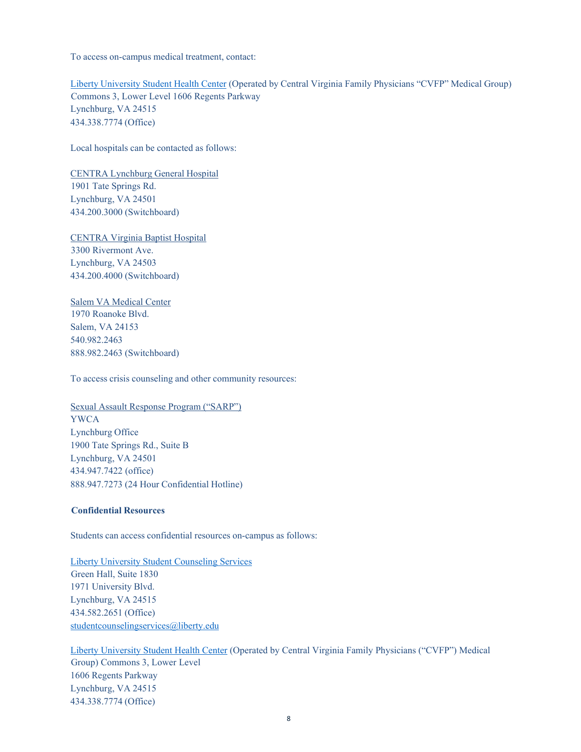To access on-campus medical treatment, contact:

Liberty University Student Health Center (Operated by Central Virginia Family Physicians "CVFP" Medical Group)
Commons 3, Lower Level 1606 Regents Parkway
Lynchburg, VA 24515
434.338.7774 (Office)

Local hospitals can be contacted as follows:

CENTRA Lynchburg General Hospital
1901 Tate Springs Rd.
Lynchburg, VA 24501
434.200.3000 (Switchboard)

CENTRA Virginia Baptist Hospital
3300 Rivermont Ave.
Lynchburg, VA 24503
434.200.4000 (Switchboard)

Salem VA Medical Center
1970 Roanoke Blvd.
Salem, VA 24153
540.982.2463
888.982.2463 (Switchboard)

To access crisis counseling and other community resources:

Sexual Assault Response Program ("SARP")
YWCA
Lynchburg Office
1900 Tate Springs Rd., Suite B
Lynchburg, VA 24501
434.947.7422 (office)
888.947.7273 (24 Hour Confidential Hotline)

**Confidential Resources**

Students can access confidential resources on-campus as follows:

Liberty University Student Counseling Services
Green Hall, Suite 1830
1971 University Blvd.
Lynchburg, VA 24515
434.582.2651 (Office)
studentcounselingservices@liberty.edu

Liberty University Student Health Center (Operated by Central Virginia Family Physicians ("CVFP") Medical Group) Commons 3, Lower Level
1606 Regents Parkway
Lynchburg, VA 24515
434.338.7774 (Office)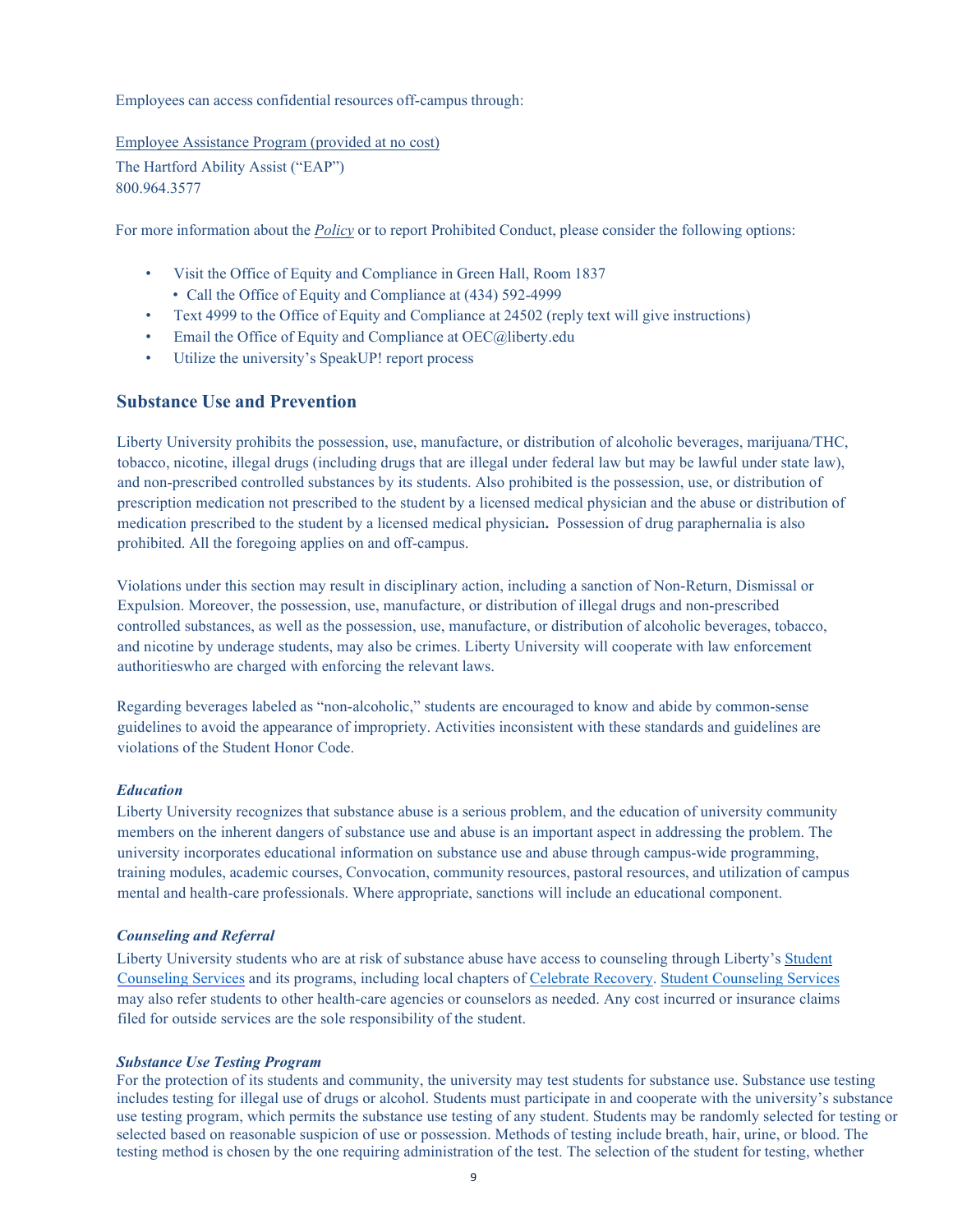Employees can access confidential resources off-campus through:

Employee Assistance Program (provided at no cost)
The Hartford Ability Assist ("EAP")
800.964.3577

For more information about the *Policy* or to report Prohibited Conduct, please consider the following options:

- Visit the Office of Equity and Compliance in Green Hall, Room 1837
  - Call the Office of Equity and Compliance at (434) 592-4999
- Text 4999 to the Office of Equity and Compliance at 24502 (reply text will give instructions)
- Email the Office of Equity and Compliance at OEC@liberty.edu
- Utilize the university's SpeakUP! report process

## Substance Use and Prevention

Liberty University prohibits the possession, use, manufacture, or distribution of alcoholic beverages, marijuana/THC, tobacco, nicotine, illegal drugs (including drugs that are illegal under federal law but may be lawful under state law), and non-prescribed controlled substances by its students. Also prohibited is the possession, use, or distribution of prescription medication not prescribed to the student by a licensed medical physician and the abuse or distribution of medication prescribed to the student by a licensed medical physician**.** Possession of drug paraphernalia is also prohibited. All the foregoing applies on and off-campus.

Violations under this section may result in disciplinary action, including a sanction of Non-Return, Dismissal or Expulsion. Moreover, the possession, use, manufacture, or distribution of illegal drugs and non-prescribed controlled substances, as well as the possession, use, manufacture, or distribution of alcoholic beverages, tobacco, and nicotine by underage students, may also be crimes. Liberty University will cooperate with law enforcement authoritieswho are charged with enforcing the relevant laws.

Regarding beverages labeled as "non-alcoholic," students are encouraged to know and abide by common-sense guidelines to avoid the appearance of impropriety. Activities inconsistent with these standards and guidelines are violations of the Student Honor Code.

### *Education*

Liberty University recognizes that substance abuse is a serious problem, and the education of university community members on the inherent dangers of substance use and abuse is an important aspect in addressing the problem. The university incorporates educational information on substance use and abuse through campus-wide programming, training modules, academic courses, Convocation, community resources, pastoral resources, and utilization of campus mental and health-care professionals. Where appropriate, sanctions will include an educational component.

### *Counseling and Referral*

Liberty University students who are at risk of substance abuse have access to counseling through Liberty's Student Counseling Services and its programs, including local chapters of Celebrate Recovery. Student Counseling Services may also refer students to other health-care agencies or counselors as needed. Any cost incurred or insurance claims filed for outside services are the sole responsibility of the student.

### *Substance Use Testing Program*

For the protection of its students and community, the university may test students for substance use. Substance use testing includes testing for illegal use of drugs or alcohol. Students must participate in and cooperate with the university's substance use testing program, which permits the substance use testing of any student. Students may be randomly selected for testing or selected based on reasonable suspicion of use or possession. Methods of testing include breath, hair, urine, or blood. The testing method is chosen by the one requiring administration of the test. The selection of the student for testing, whether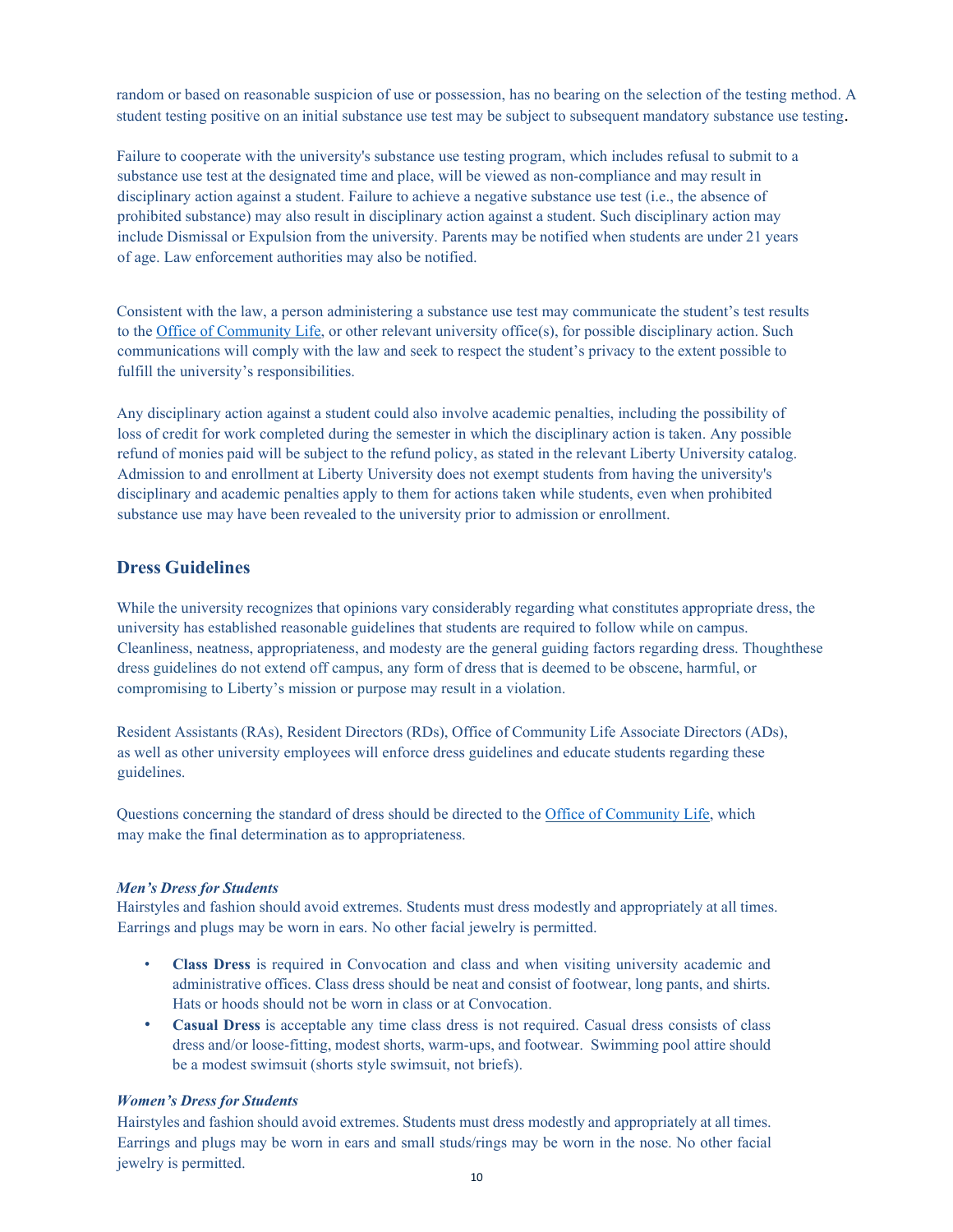random or based on reasonable suspicion of use or possession, has no bearing on the selection of the testing method. A student testing positive on an initial substance use test may be subject to subsequent mandatory substance use testing.

Failure to cooperate with the university's substance use testing program, which includes refusal to submit to a substance use test at the designated time and place, will be viewed as non-compliance and may result in disciplinary action against a student. Failure to achieve a negative substance use test (i.e., the absence of prohibited substance) may also result in disciplinary action against a student. Such disciplinary action may include Dismissal or Expulsion from the university. Parents may be notified when students are under 21 years of age. Law enforcement authorities may also be notified.

Consistent with the law, a person administering a substance use test may communicate the student's test results to the Office of Community Life, or other relevant university office(s), for possible disciplinary action. Such communications will comply with the law and seek to respect the student's privacy to the extent possible to fulfill the university's responsibilities.

Any disciplinary action against a student could also involve academic penalties, including the possibility of loss of credit for work completed during the semester in which the disciplinary action is taken. Any possible refund of monies paid will be subject to the refund policy, as stated in the relevant Liberty University catalog. Admission to and enrollment at Liberty University does not exempt students from having the university's disciplinary and academic penalties apply to them for actions taken while students, even when prohibited substance use may have been revealed to the university prior to admission or enrollment.

## Dress Guidelines

While the university recognizes that opinions vary considerably regarding what constitutes appropriate dress, the university has established reasonable guidelines that students are required to follow while on campus. Cleanliness, neatness, appropriateness, and modesty are the general guiding factors regarding dress. Thoughthese dress guidelines do not extend off campus, any form of dress that is deemed to be obscene, harmful, or compromising to Liberty's mission or purpose may result in a violation.

Resident Assistants (RAs), Resident Directors (RDs), Office of Community Life Associate Directors (ADs), as well as other university employees will enforce dress guidelines and educate students regarding these guidelines.

Questions concerning the standard of dress should be directed to the Office of Community Life, which may make the final determination as to appropriateness.

### *Men's Dress for Students*

Hairstyles and fashion should avoid extremes. Students must dress modestly and appropriately at all times. Earrings and plugs may be worn in ears. No other facial jewelry is permitted.

- **Class Dress** is required in Convocation and class and when visiting university academic and administrative offices. Class dress should be neat and consist of footwear, long pants, and shirts. Hats or hoods should not be worn in class or at Convocation.
- **Casual Dress** is acceptable any time class dress is not required. Casual dress consists of class dress and/or loose-fitting, modest shorts, warm-ups, and footwear. Swimming pool attire should be a modest swimsuit (shorts style swimsuit, not briefs).

### *Women's Dress for Students*

Hairstyles and fashion should avoid extremes. Students must dress modestly and appropriately at all times. Earrings and plugs may be worn in ears and small studs/rings may be worn in the nose. No other facial jewelry is permitted.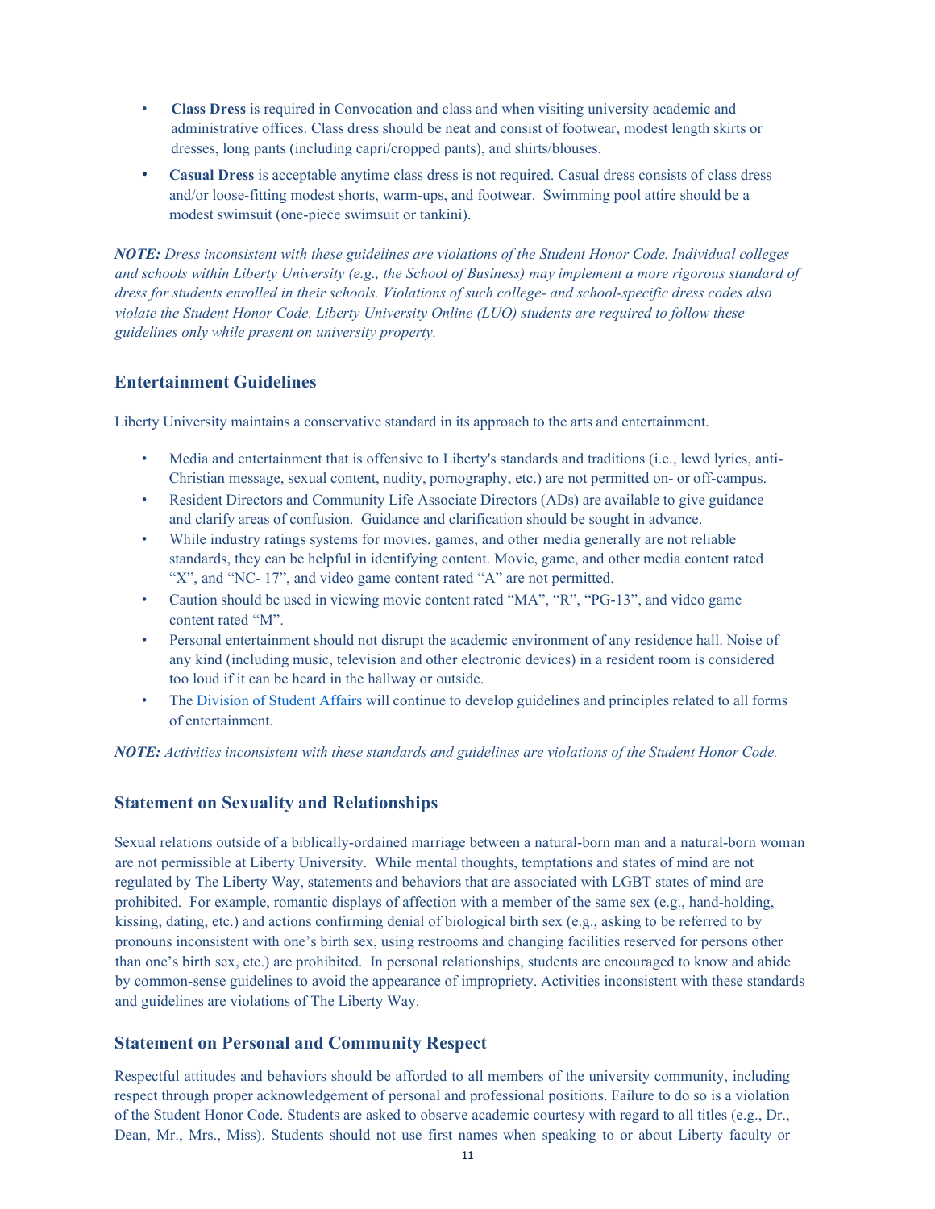- **Class Dress** is required in Convocation and class and when visiting university academic and administrative offices. Class dress should be neat and consist of footwear, modest length skirts or dresses, long pants (including capri/cropped pants), and shirts/blouses.
- **Casual Dress** is acceptable anytime class dress is not required. Casual dress consists of class dress and/or loose-fitting modest shorts, warm-ups, and footwear. Swimming pool attire should be a modest swimsuit (one-piece swimsuit or tankini).

***NOTE:*** *Dress inconsistent with these guidelines are violations of the Student Honor Code. Individual colleges and schools within Liberty University (e.g., the School of Business) may implement a more rigorous standard of dress for students enrolled in their schools. Violations of such college- and school-specific dress codes also violate the Student Honor Code. Liberty University Online (LUO) students are required to follow these guidelines only while present on university property.*

## Entertainment Guidelines

Liberty University maintains a conservative standard in its approach to the arts and entertainment.

- Media and entertainment that is offensive to Liberty's standards and traditions (i.e., lewd lyrics, anti-Christian message, sexual content, nudity, pornography, etc.) are not permitted on- or off-campus.
- Resident Directors and Community Life Associate Directors (ADs) are available to give guidance and clarify areas of confusion. Guidance and clarification should be sought in advance.
- While industry ratings systems for movies, games, and other media generally are not reliable standards, they can be helpful in identifying content. Movie, game, and other media content rated "X", and "NC- 17", and video game content rated "A" are not permitted.
- Caution should be used in viewing movie content rated "MA", "R", "PG-13", and video game content rated "M".
- Personal entertainment should not disrupt the academic environment of any residence hall. Noise of any kind (including music, television and other electronic devices) in a resident room is considered too loud if it can be heard in the hallway or outside.
- The Division of Student Affairs will continue to develop guidelines and principles related to all forms of entertainment.

***NOTE:*** *Activities inconsistent with these standards and guidelines are violations of the Student Honor Code.*

## Statement on Sexuality and Relationships

Sexual relations outside of a biblically-ordained marriage between a natural-born man and a natural-born woman are not permissible at Liberty University. While mental thoughts, temptations and states of mind are not regulated by The Liberty Way, statements and behaviors that are associated with LGBT states of mind are prohibited. For example, romantic displays of affection with a member of the same sex (e.g., hand-holding, kissing, dating, etc.) and actions confirming denial of biological birth sex (e.g., asking to be referred to by pronouns inconsistent with one's birth sex, using restrooms and changing facilities reserved for persons other than one's birth sex, etc.) are prohibited. In personal relationships, students are encouraged to know and abide by common-sense guidelines to avoid the appearance of impropriety. Activities inconsistent with these standards and guidelines are violations of The Liberty Way.

## Statement on Personal and Community Respect

Respectful attitudes and behaviors should be afforded to all members of the university community, including respect through proper acknowledgement of personal and professional positions. Failure to do so is a violation of the Student Honor Code. Students are asked to observe academic courtesy with regard to all titles (e.g., Dr., Dean, Mr., Mrs., Miss). Students should not use first names when speaking to or about Liberty faculty or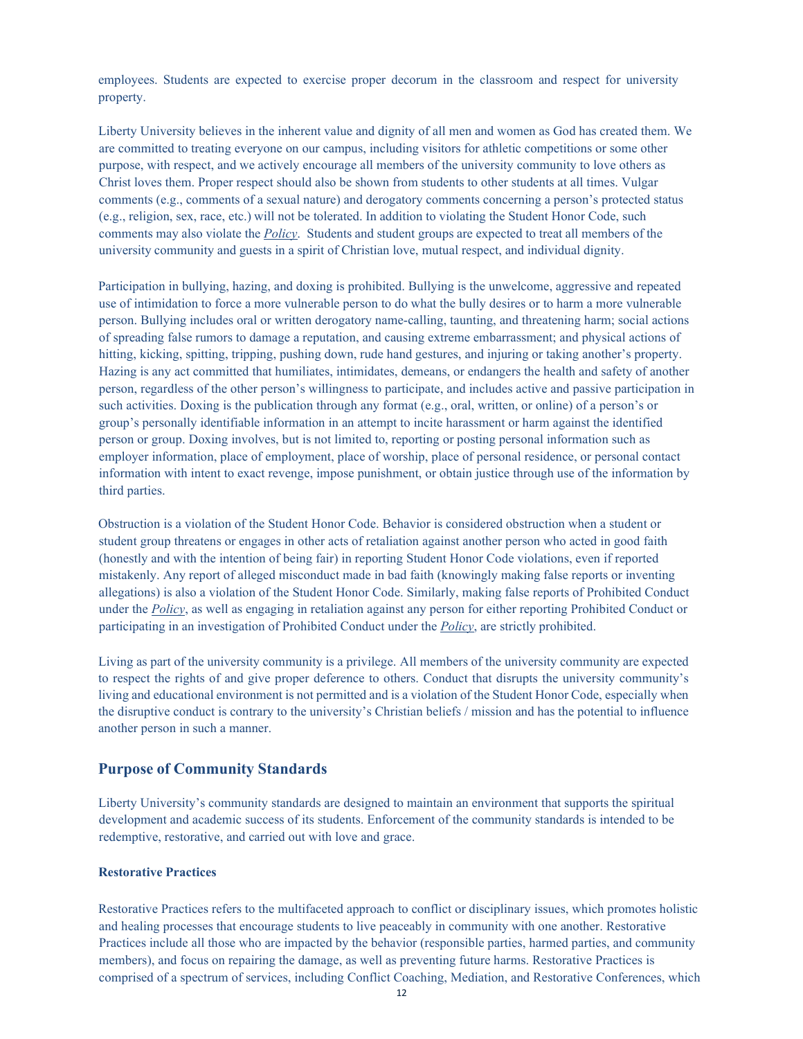employees. Students are expected to exercise proper decorum in the classroom and respect for university property.

Liberty University believes in the inherent value and dignity of all men and women as God has created them. We are committed to treating everyone on our campus, including visitors for athletic competitions or some other purpose, with respect, and we actively encourage all members of the university community to love others as Christ loves them. Proper respect should also be shown from students to other students at all times. Vulgar comments (e.g., comments of a sexual nature) and derogatory comments concerning a person's protected status (e.g., religion, sex, race, etc.) will not be tolerated. In addition to violating the Student Honor Code, such comments may also violate the *Policy*. Students and student groups are expected to treat all members of the university community and guests in a spirit of Christian love, mutual respect, and individual dignity.

Participation in bullying, hazing, and doxing is prohibited. Bullying is the unwelcome, aggressive and repeated use of intimidation to force a more vulnerable person to do what the bully desires or to harm a more vulnerable person. Bullying includes oral or written derogatory name-calling, taunting, and threatening harm; social actions of spreading false rumors to damage a reputation, and causing extreme embarrassment; and physical actions of hitting, kicking, spitting, tripping, pushing down, rude hand gestures, and injuring or taking another's property. Hazing is any act committed that humiliates, intimidates, demeans, or endangers the health and safety of another person, regardless of the other person's willingness to participate, and includes active and passive participation in such activities. Doxing is the publication through any format (e.g., oral, written, or online) of a person's or group's personally identifiable information in an attempt to incite harassment or harm against the identified person or group. Doxing involves, but is not limited to, reporting or posting personal information such as employer information, place of employment, place of worship, place of personal residence, or personal contact information with intent to exact revenge, impose punishment, or obtain justice through use of the information by third parties.

Obstruction is a violation of the Student Honor Code. Behavior is considered obstruction when a student or student group threatens or engages in other acts of retaliation against another person who acted in good faith (honestly and with the intention of being fair) in reporting Student Honor Code violations, even if reported mistakenly. Any report of alleged misconduct made in bad faith (knowingly making false reports or inventing allegations) is also a violation of the Student Honor Code. Similarly, making false reports of Prohibited Conduct under the *Policy*, as well as engaging in retaliation against any person for either reporting Prohibited Conduct or participating in an investigation of Prohibited Conduct under the *Policy*, are strictly prohibited.

Living as part of the university community is a privilege. All members of the university community are expected to respect the rights of and give proper deference to others. Conduct that disrupts the university community's living and educational environment is not permitted and is a violation of the Student Honor Code, especially when the disruptive conduct is contrary to the university's Christian beliefs / mission and has the potential to influence another person in such a manner.

## Purpose of Community Standards

Liberty University's community standards are designed to maintain an environment that supports the spiritual development and academic success of its students. Enforcement of the community standards is intended to be redemptive, restorative, and carried out with love and grace.

### Restorative Practices

Restorative Practices refers to the multifaceted approach to conflict or disciplinary issues, which promotes holistic and healing processes that encourage students to live peaceably in community with one another. Restorative Practices include all those who are impacted by the behavior (responsible parties, harmed parties, and community members), and focus on repairing the damage, as well as preventing future harms. Restorative Practices is comprised of a spectrum of services, including Conflict Coaching, Mediation, and Restorative Conferences, which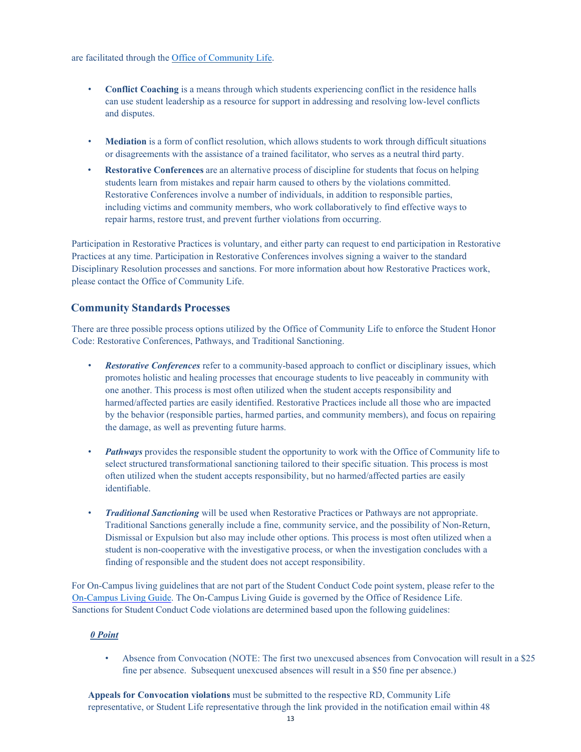are facilitated through the Office of Community Life.

- **Conflict Coaching** is a means through which students experiencing conflict in the residence halls can use student leadership as a resource for support in addressing and resolving low-level conflicts and disputes.
- **Mediation** is a form of conflict resolution, which allows students to work through difficult situations or disagreements with the assistance of a trained facilitator, who serves as a neutral third party.
- **Restorative Conferences** are an alternative process of discipline for students that focus on helping students learn from mistakes and repair harm caused to others by the violations committed. Restorative Conferences involve a number of individuals, in addition to responsible parties, including victims and community members, who work collaboratively to find effective ways to repair harms, restore trust, and prevent further violations from occurring.

Participation in Restorative Practices is voluntary, and either party can request to end participation in Restorative Practices at any time. Participation in Restorative Conferences involves signing a waiver to the standard Disciplinary Resolution processes and sanctions. For more information about how Restorative Practices work, please contact the Office of Community Life.

## Community Standards Processes

There are three possible process options utilized by the Office of Community Life to enforce the Student Honor Code: Restorative Conferences, Pathways, and Traditional Sanctioning.

- ***Restorative Conferences*** refer to a community-based approach to conflict or disciplinary issues, which promotes holistic and healing processes that encourage students to live peaceably in community with one another. This process is most often utilized when the student accepts responsibility and harmed/affected parties are easily identified. Restorative Practices include all those who are impacted by the behavior (responsible parties, harmed parties, and community members), and focus on repairing the damage, as well as preventing future harms.
- ***Pathways*** provides the responsible student the opportunity to work with the Office of Community life to select structured transformational sanctioning tailored to their specific situation. This process is most often utilized when the student accepts responsibility, but no harmed/affected parties are easily identifiable.
- ***Traditional Sanctioning*** will be used when Restorative Practices or Pathways are not appropriate. Traditional Sanctions generally include a fine, community service, and the possibility of Non-Return, Dismissal or Expulsion but also may include other options. This process is most often utilized when a student is non-cooperative with the investigative process, or when the investigation concludes with a finding of responsible and the student does not accept responsibility.

For On-Campus living guidelines that are not part of the Student Conduct Code point system, please refer to the On-Campus Living Guide. The On-Campus Living Guide is governed by the Office of Residence Life. Sanctions for Student Conduct Code violations are determined based upon the following guidelines:

***0 Point***

- Absence from Convocation (NOTE: The first two unexcused absences from Convocation will result in a $25 fine per absence. Subsequent unexcused absences will result in a $50 fine per absence.)

**Appeals for Convocation violations** must be submitted to the respective RD, Community Life representative, or Student Life representative through the link provided in the notification email within 48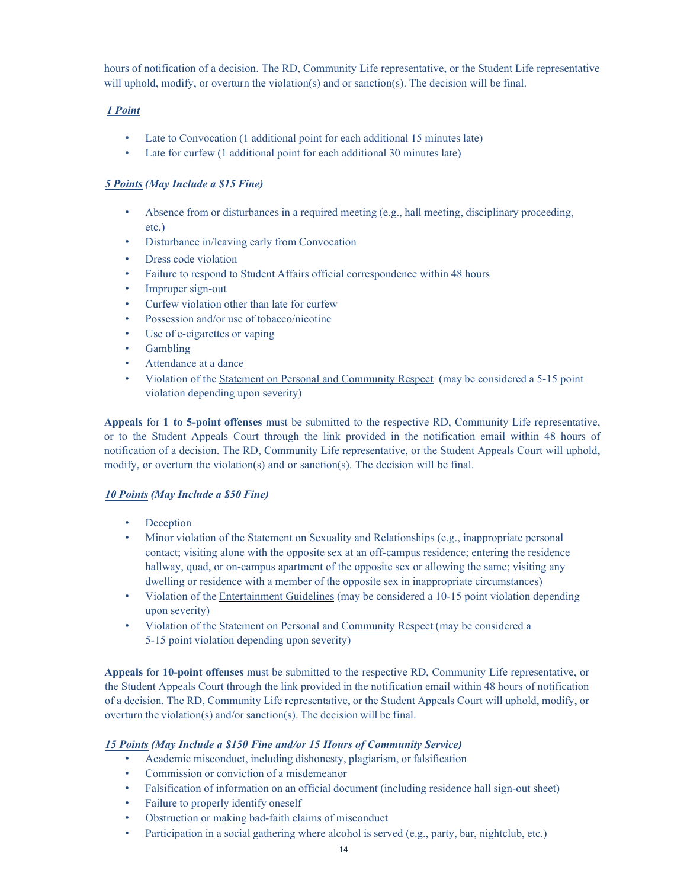hours of notification of a decision. The RD, Community Life representative, or the Student Life representative will uphold, modify, or overturn the violation(s) and or sanction(s). The decision will be final.

***1 Point***

- Late to Convocation (1 additional point for each additional 15 minutes late)
- Late for curfew (1 additional point for each additional 30 minutes late)

***5 Points (May Include a $15 Fine)***

- Absence from or disturbances in a required meeting (e.g., hall meeting, disciplinary proceeding, etc.)
- Disturbance in/leaving early from Convocation
- Dress code violation
- Failure to respond to Student Affairs official correspondence within 48 hours
- Improper sign-out
- Curfew violation other than late for curfew
- Possession and/or use of tobacco/nicotine
- Use of e-cigarettes or vaping
- Gambling
- Attendance at a dance
- Violation of the Statement on Personal and Community Respect (may be considered a 5-15 point violation depending upon severity)

**Appeals** for **1 to 5-point offenses** must be submitted to the respective RD, Community Life representative, or to the Student Appeals Court through the link provided in the notification email within 48 hours of notification of a decision. The RD, Community Life representative, or the Student Appeals Court will uphold, modify, or overturn the violation(s) and or sanction(s). The decision will be final.

***10 Points (May Include a $50 Fine)***

- Deception
- Minor violation of the Statement on Sexuality and Relationships (e.g., inappropriate personal contact; visiting alone with the opposite sex at an off-campus residence; entering the residence hallway, quad, or on-campus apartment of the opposite sex or allowing the same; visiting any dwelling or residence with a member of the opposite sex in inappropriate circumstances)
- Violation of the Entertainment Guidelines (may be considered a 10-15 point violation depending upon severity)
- Violation of the Statement on Personal and Community Respect (may be considered a 5-15 point violation depending upon severity)

**Appeals** for **10-point offenses** must be submitted to the respective RD, Community Life representative, or the Student Appeals Court through the link provided in the notification email within 48 hours of notification of a decision. The RD, Community Life representative, or the Student Appeals Court will uphold, modify, or overturn the violation(s) and/or sanction(s). The decision will be final.

***15 Points (May Include a $150 Fine and/or 15 Hours of Community Service)***

- Academic misconduct, including dishonesty, plagiarism, or falsification
- Commission or conviction of a misdemeanor
- Falsification of information on an official document (including residence hall sign-out sheet)
- Failure to properly identify oneself
- Obstruction or making bad-faith claims of misconduct
- Participation in a social gathering where alcohol is served (e.g., party, bar, nightclub, etc.)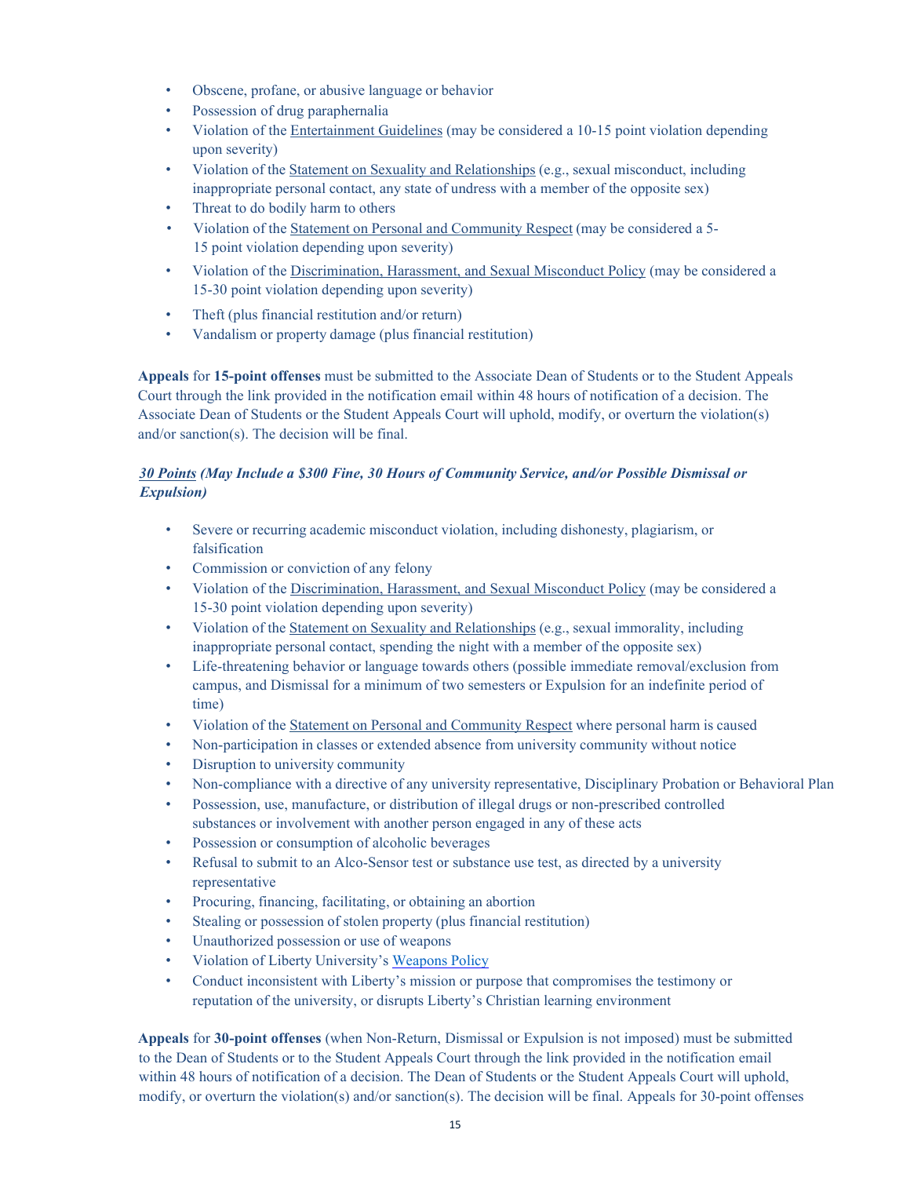- Obscene, profane, or abusive language or behavior
- Possession of drug paraphernalia
- Violation of the Entertainment Guidelines (may be considered a 10-15 point violation depending upon severity)
- Violation of the Statement on Sexuality and Relationships (e.g., sexual misconduct, including inappropriate personal contact, any state of undress with a member of the opposite sex)
- Threat to do bodily harm to others
- Violation of the Statement on Personal and Community Respect (may be considered a 5-15 point violation depending upon severity)
- Violation of the Discrimination, Harassment, and Sexual Misconduct Policy (may be considered a 15-30 point violation depending upon severity)
- Theft (plus financial restitution and/or return)
- Vandalism or property damage (plus financial restitution)

**Appeals** for **15-point offenses** must be submitted to the Associate Dean of Students or to the Student Appeals Court through the link provided in the notification email within 48 hours of notification of a decision. The Associate Dean of Students or the Student Appeals Court will uphold, modify, or overturn the violation(s) and/or sanction(s). The decision will be final.

***30 Points (May Include a $300 Fine, 30 Hours of Community Service, and/or Possible Dismissal or Expulsion)***

- Severe or recurring academic misconduct violation, including dishonesty, plagiarism, or falsification
- Commission or conviction of any felony
- Violation of the Discrimination, Harassment, and Sexual Misconduct Policy (may be considered a 15-30 point violation depending upon severity)
- Violation of the Statement on Sexuality and Relationships (e.g., sexual immorality, including inappropriate personal contact, spending the night with a member of the opposite sex)
- Life-threatening behavior or language towards others (possible immediate removal/exclusion from campus, and Dismissal for a minimum of two semesters or Expulsion for an indefinite period of time)
- Violation of the Statement on Personal and Community Respect where personal harm is caused
- Non-participation in classes or extended absence from university community without notice
- Disruption to university community
- Non-compliance with a directive of any university representative, Disciplinary Probation or Behavioral Plan
- Possession, use, manufacture, or distribution of illegal drugs or non-prescribed controlled substances or involvement with another person engaged in any of these acts
- Possession or consumption of alcoholic beverages
- Refusal to submit to an Alco-Sensor test or substance use test, as directed by a university representative
- Procuring, financing, facilitating, or obtaining an abortion
- Stealing or possession of stolen property (plus financial restitution)
- Unauthorized possession or use of weapons
- Violation of Liberty University's Weapons Policy
- Conduct inconsistent with Liberty's mission or purpose that compromises the testimony or reputation of the university, or disrupts Liberty's Christian learning environment

**Appeals** for **30-point offenses** (when Non-Return, Dismissal or Expulsion is not imposed) must be submitted to the Dean of Students or to the Student Appeals Court through the link provided in the notification email within 48 hours of notification of a decision. The Dean of Students or the Student Appeals Court will uphold, modify, or overturn the violation(s) and/or sanction(s). The decision will be final. Appeals for 30-point offenses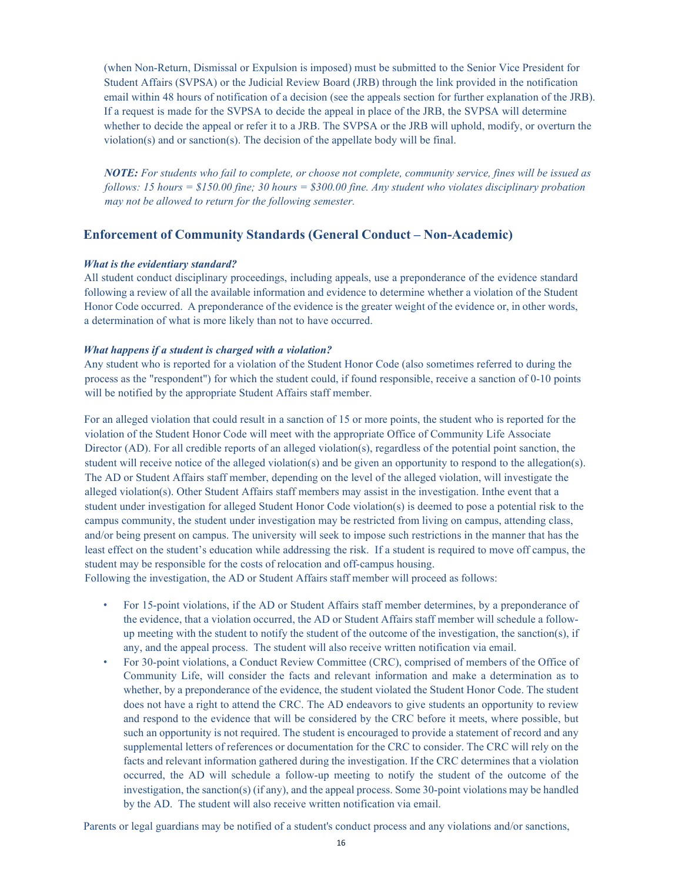(when Non-Return, Dismissal or Expulsion is imposed) must be submitted to the Senior Vice President for Student Affairs (SVPSA) or the Judicial Review Board (JRB) through the link provided in the notification email within 48 hours of notification of a decision (see the appeals section for further explanation of the JRB). If a request is made for the SVPSA to decide the appeal in place of the JRB, the SVPSA will determine whether to decide the appeal or refer it to a JRB. The SVPSA or the JRB will uphold, modify, or overturn the violation(s) and or sanction(s). The decision of the appellate body will be final.

***NOTE:*** *For students who fail to complete, or choose not complete, community service, fines will be issued as follows: 15 hours = $150.00 fine; 30 hours = $300.00 fine. Any student who violates disciplinary probation may not be allowed to return for the following semester.*

## Enforcement of Community Standards (General Conduct – Non-Academic)

***What is the evidentiary standard?***

All student conduct disciplinary proceedings, including appeals, use a preponderance of the evidence standard following a review of all the available information and evidence to determine whether a violation of the Student Honor Code occurred. A preponderance of the evidence is the greater weight of the evidence or, in other words, a determination of what is more likely than not to have occurred.

***What happens if a student is charged with a violation?***

Any student who is reported for a violation of the Student Honor Code (also sometimes referred to during the process as the "respondent") for which the student could, if found responsible, receive a sanction of 0-10 points will be notified by the appropriate Student Affairs staff member.

For an alleged violation that could result in a sanction of 15 or more points, the student who is reported for the violation of the Student Honor Code will meet with the appropriate Office of Community Life Associate Director (AD). For all credible reports of an alleged violation(s), regardless of the potential point sanction, the student will receive notice of the alleged violation(s) and be given an opportunity to respond to the allegation(s). The AD or Student Affairs staff member, depending on the level of the alleged violation, will investigate the alleged violation(s). Other Student Affairs staff members may assist in the investigation. Inthe event that a student under investigation for alleged Student Honor Code violation(s) is deemed to pose a potential risk to the campus community, the student under investigation may be restricted from living on campus, attending class, and/or being present on campus. The university will seek to impose such restrictions in the manner that has the least effect on the student's education while addressing the risk. If a student is required to move off campus, the student may be responsible for the costs of relocation and off-campus housing.
Following the investigation, the AD or Student Affairs staff member will proceed as follows:

- For 15-point violations, if the AD or Student Affairs staff member determines, by a preponderance of the evidence, that a violation occurred, the AD or Student Affairs staff member will schedule a follow-up meeting with the student to notify the student of the outcome of the investigation, the sanction(s), if any, and the appeal process. The student will also receive written notification via email.
- For 30-point violations, a Conduct Review Committee (CRC), comprised of members of the Office of Community Life, will consider the facts and relevant information and make a determination as to whether, by a preponderance of the evidence, the student violated the Student Honor Code. The student does not have a right to attend the CRC. The AD endeavors to give students an opportunity to review and respond to the evidence that will be considered by the CRC before it meets, where possible, but such an opportunity is not required. The student is encouraged to provide a statement of record and any supplemental letters of references or documentation for the CRC to consider. The CRC will rely on the facts and relevant information gathered during the investigation. If the CRC determines that a violation occurred, the AD will schedule a follow-up meeting to notify the student of the outcome of the investigation, the sanction(s) (if any), and the appeal process. Some 30-point violations may be handled by the AD. The student will also receive written notification via email.

Parents or legal guardians may be notified of a student's conduct process and any violations and/or sanctions,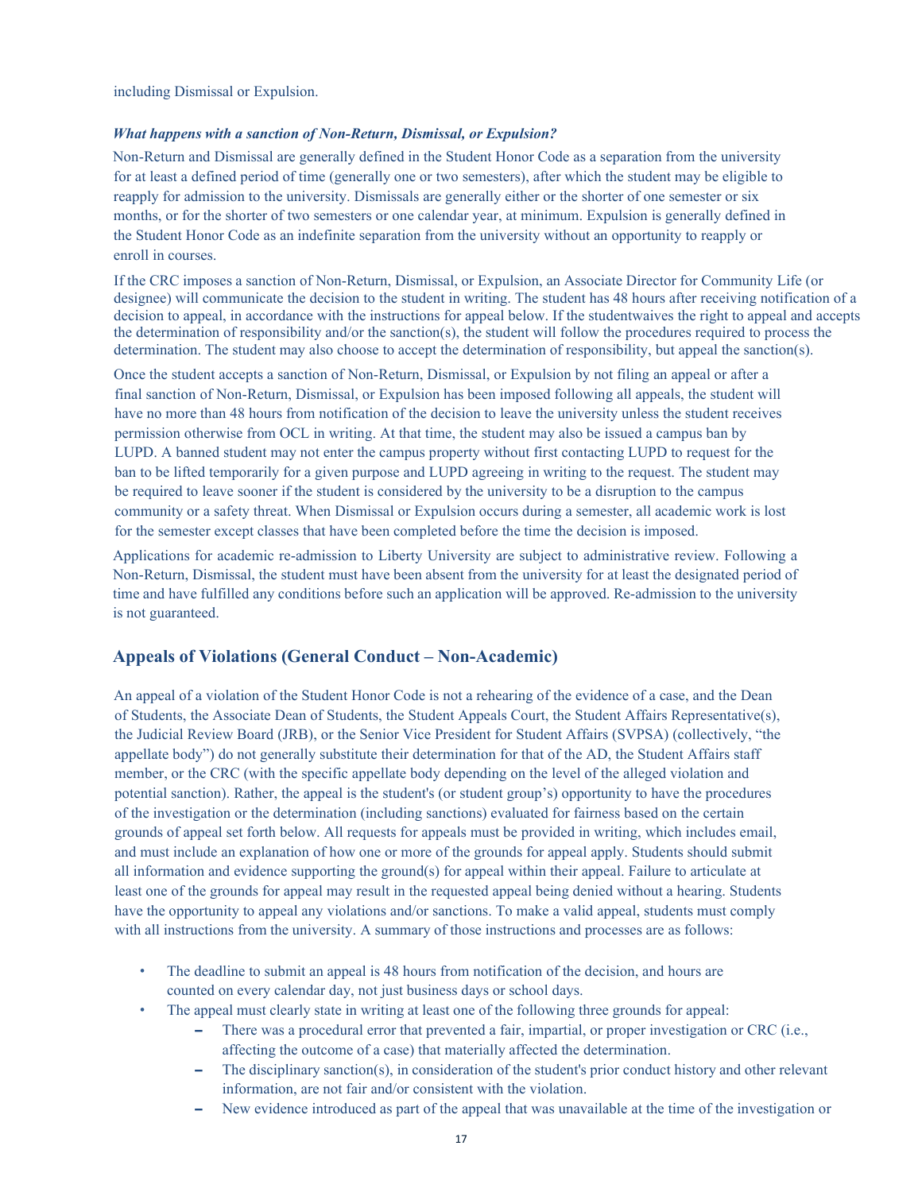including Dismissal or Expulsion.

***What happens with a sanction of Non-Return, Dismissal, or Expulsion?***

Non-Return and Dismissal are generally defined in the Student Honor Code as a separation from the university for at least a defined period of time (generally one or two semesters), after which the student may be eligible to reapply for admission to the university. Dismissals are generally either or the shorter of one semester or six months, or for the shorter of two semesters or one calendar year, at minimum. Expulsion is generally defined in the Student Honor Code as an indefinite separation from the university without an opportunity to reapply or enroll in courses.

If the CRC imposes a sanction of Non-Return, Dismissal, or Expulsion, an Associate Director for Community Life (or designee) will communicate the decision to the student in writing. The student has 48 hours after receiving notification of a decision to appeal, in accordance with the instructions for appeal below. If the studentwaives the right to appeal and accepts the determination of responsibility and/or the sanction(s), the student will follow the procedures required to process the determination. The student may also choose to accept the determination of responsibility, but appeal the sanction(s).

Once the student accepts a sanction of Non-Return, Dismissal, or Expulsion by not filing an appeal or after a final sanction of Non-Return, Dismissal, or Expulsion has been imposed following all appeals, the student will have no more than 48 hours from notification of the decision to leave the university unless the student receives permission otherwise from OCL in writing. At that time, the student may also be issued a campus ban by LUPD. A banned student may not enter the campus property without first contacting LUPD to request for the ban to be lifted temporarily for a given purpose and LUPD agreeing in writing to the request. The student may be required to leave sooner if the student is considered by the university to be a disruption to the campus community or a safety threat. When Dismissal or Expulsion occurs during a semester, all academic work is lost for the semester except classes that have been completed before the time the decision is imposed.

Applications for academic re-admission to Liberty University are subject to administrative review. Following a Non-Return, Dismissal, the student must have been absent from the university for at least the designated period of time and have fulfilled any conditions before such an application will be approved. Re-admission to the university is not guaranteed.

## Appeals of Violations (General Conduct – Non-Academic)

An appeal of a violation of the Student Honor Code is not a rehearing of the evidence of a case, and the Dean of Students, the Associate Dean of Students, the Student Appeals Court, the Student Affairs Representative(s), the Judicial Review Board (JRB), or the Senior Vice President for Student Affairs (SVPSA) (collectively, "the appellate body") do not generally substitute their determination for that of the AD, the Student Affairs staff member, or the CRC (with the specific appellate body depending on the level of the alleged violation and potential sanction). Rather, the appeal is the student's (or student group's) opportunity to have the procedures of the investigation or the determination (including sanctions) evaluated for fairness based on the certain grounds of appeal set forth below. All requests for appeals must be provided in writing, which includes email, and must include an explanation of how one or more of the grounds for appeal apply. Students should submit all information and evidence supporting the ground(s) for appeal within their appeal. Failure to articulate at least one of the grounds for appeal may result in the requested appeal being denied without a hearing. Students have the opportunity to appeal any violations and/or sanctions. To make a valid appeal, students must comply with all instructions from the university. A summary of those instructions and processes are as follows:

- The deadline to submit an appeal is 48 hours from notification of the decision, and hours are counted on every calendar day, not just business days or school days.
- The appeal must clearly state in writing at least one of the following three grounds for appeal:
  - There was a procedural error that prevented a fair, impartial, or proper investigation or CRC (i.e., affecting the outcome of a case) that materially affected the determination.
  - The disciplinary sanction(s), in consideration of the student's prior conduct history and other relevant information, are not fair and/or consistent with the violation.
  - New evidence introduced as part of the appeal that was unavailable at the time of the investigation or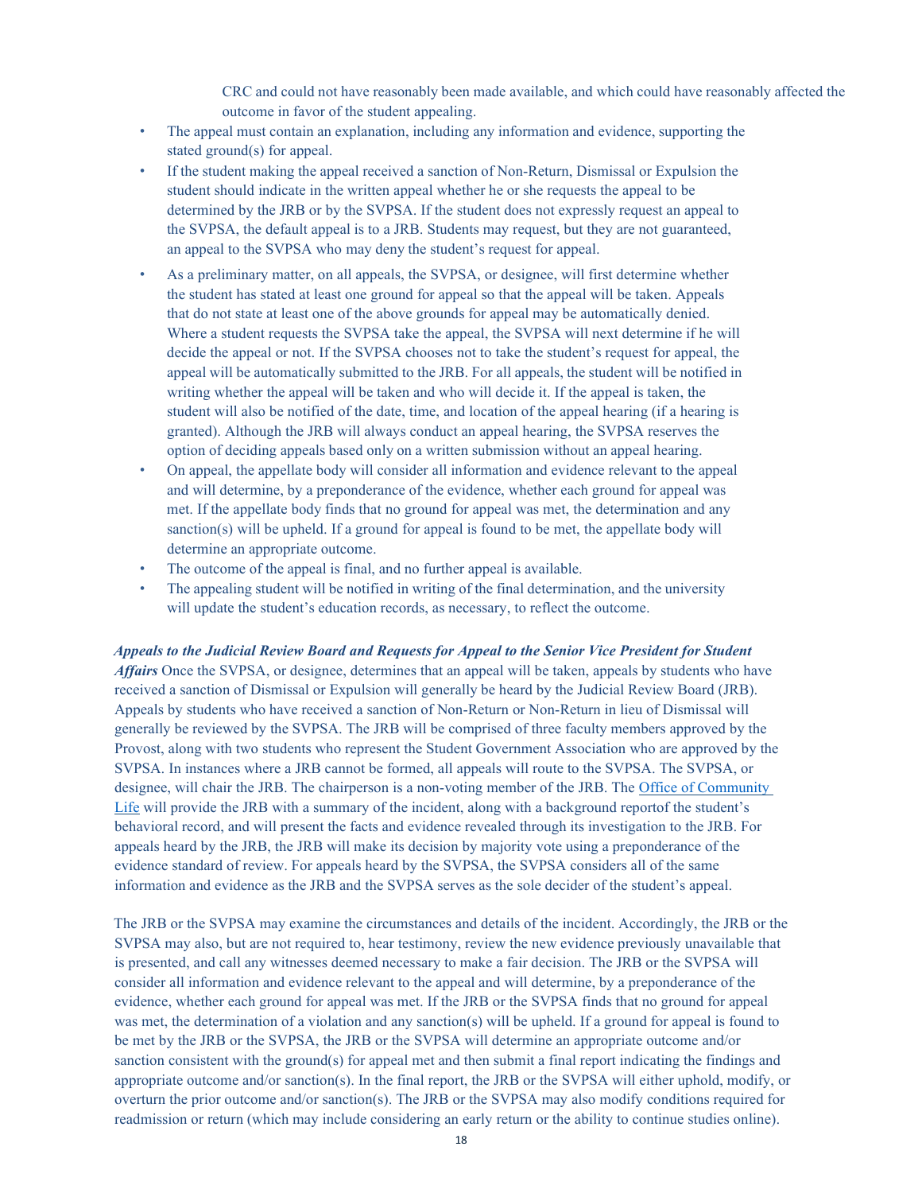CRC and could not have reasonably been made available, and which could have reasonably affected the outcome in favor of the student appealing.

- The appeal must contain an explanation, including any information and evidence, supporting the stated ground(s) for appeal.
- If the student making the appeal received a sanction of Non-Return, Dismissal or Expulsion the student should indicate in the written appeal whether he or she requests the appeal to be determined by the JRB or by the SVPSA. If the student does not expressly request an appeal to the SVPSA, the default appeal is to a JRB. Students may request, but they are not guaranteed, an appeal to the SVPSA who may deny the student's request for appeal.
- As a preliminary matter, on all appeals, the SVPSA, or designee, will first determine whether the student has stated at least one ground for appeal so that the appeal will be taken. Appeals that do not state at least one of the above grounds for appeal may be automatically denied. Where a student requests the SVPSA take the appeal, the SVPSA will next determine if he will decide the appeal or not. If the SVPSA chooses not to take the student's request for appeal, the appeal will be automatically submitted to the JRB. For all appeals, the student will be notified in writing whether the appeal will be taken and who will decide it. If the appeal is taken, the student will also be notified of the date, time, and location of the appeal hearing (if a hearing is granted). Although the JRB will always conduct an appeal hearing, the SVPSA reserves the option of deciding appeals based only on a written submission without an appeal hearing.
- On appeal, the appellate body will consider all information and evidence relevant to the appeal and will determine, by a preponderance of the evidence, whether each ground for appeal was met. If the appellate body finds that no ground for appeal was met, the determination and any sanction(s) will be upheld. If a ground for appeal is found to be met, the appellate body will determine an appropriate outcome.
- The outcome of the appeal is final, and no further appeal is available.
- The appealing student will be notified in writing of the final determination, and the university will update the student's education records, as necessary, to reflect the outcome.

***Appeals to the Judicial Review Board and Requests for Appeal to the Senior Vice President for Student Affairs*** Once the SVPSA, or designee, determines that an appeal will be taken, appeals by students who have received a sanction of Dismissal or Expulsion will generally be heard by the Judicial Review Board (JRB). Appeals by students who have received a sanction of Non-Return or Non-Return in lieu of Dismissal will generally be reviewed by the SVPSA. The JRB will be comprised of three faculty members approved by the Provost, along with two students who represent the Student Government Association who are approved by the SVPSA. In instances where a JRB cannot be formed, all appeals will route to the SVPSA. The SVPSA, or designee, will chair the JRB. The chairperson is a non-voting member of the JRB. The Office of Community Life will provide the JRB with a summary of the incident, along with a background reportof the student's behavioral record, and will present the facts and evidence revealed through its investigation to the JRB. For appeals heard by the JRB, the JRB will make its decision by majority vote using a preponderance of the evidence standard of review. For appeals heard by the SVPSA, the SVPSA considers all of the same information and evidence as the JRB and the SVPSA serves as the sole decider of the student's appeal.

The JRB or the SVPSA may examine the circumstances and details of the incident. Accordingly, the JRB or the SVPSA may also, but are not required to, hear testimony, review the new evidence previously unavailable that is presented, and call any witnesses deemed necessary to make a fair decision. The JRB or the SVPSA will consider all information and evidence relevant to the appeal and will determine, by a preponderance of the evidence, whether each ground for appeal was met. If the JRB or the SVPSA finds that no ground for appeal was met, the determination of a violation and any sanction(s) will be upheld. If a ground for appeal is found to be met by the JRB or the SVPSA, the JRB or the SVPSA will determine an appropriate outcome and/or sanction consistent with the ground(s) for appeal met and then submit a final report indicating the findings and appropriate outcome and/or sanction(s). In the final report, the JRB or the SVPSA will either uphold, modify, or overturn the prior outcome and/or sanction(s). The JRB or the SVPSA may also modify conditions required for readmission or return (which may include considering an early return or the ability to continue studies online).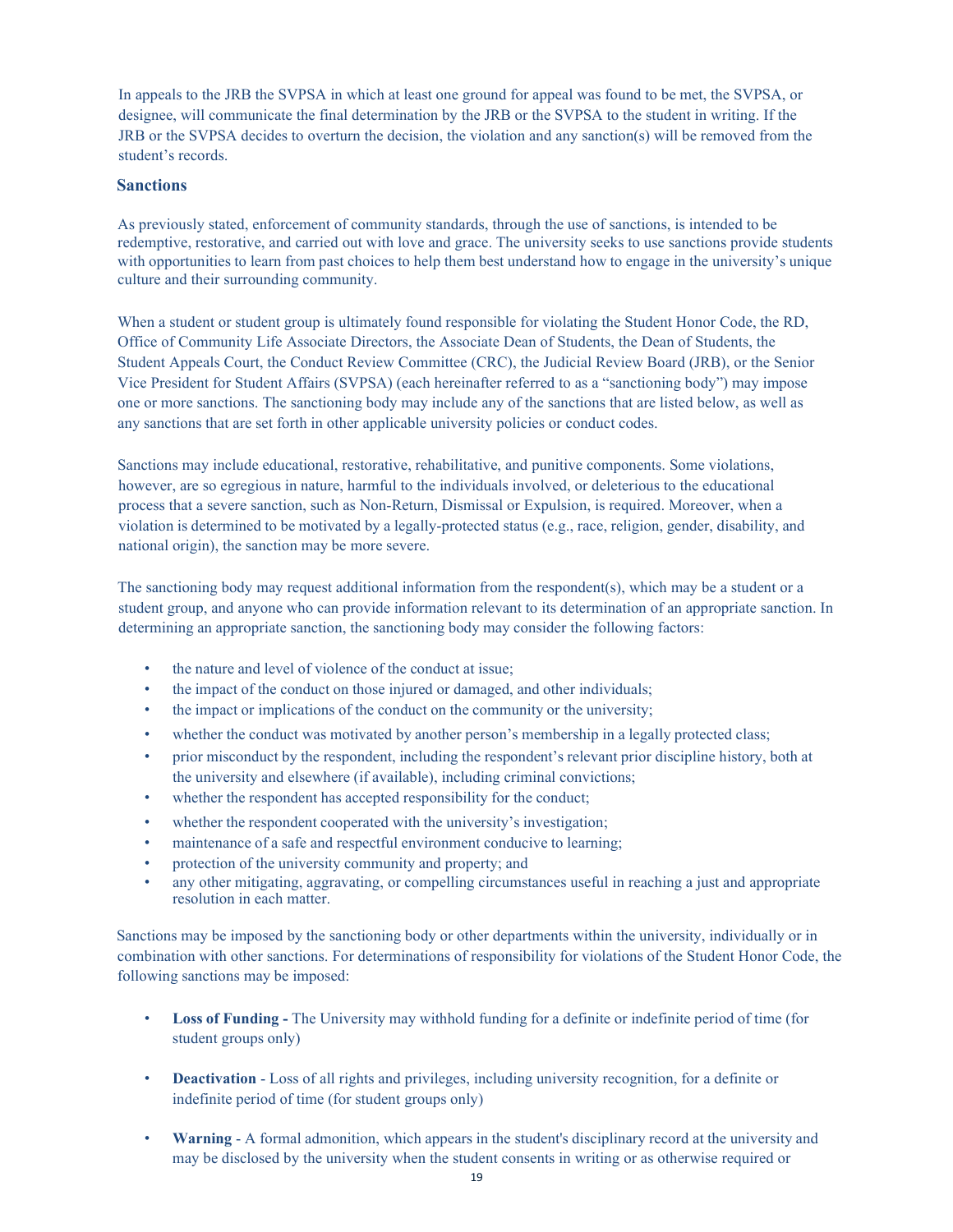In appeals to the JRB the SVPSA in which at least one ground for appeal was found to be met, the SVPSA, or designee, will communicate the final determination by the JRB or the SVPSA to the student in writing. If the JRB or the SVPSA decides to overturn the decision, the violation and any sanction(s) will be removed from the student's records.

## Sanctions

As previously stated, enforcement of community standards, through the use of sanctions, is intended to be redemptive, restorative, and carried out with love and grace. The university seeks to use sanctions provide students with opportunities to learn from past choices to help them best understand how to engage in the university's unique culture and their surrounding community.

When a student or student group is ultimately found responsible for violating the Student Honor Code, the RD, Office of Community Life Associate Directors, the Associate Dean of Students, the Dean of Students, the Student Appeals Court, the Conduct Review Committee (CRC), the Judicial Review Board (JRB), or the Senior Vice President for Student Affairs (SVPSA) (each hereinafter referred to as a "sanctioning body") may impose one or more sanctions. The sanctioning body may include any of the sanctions that are listed below, as well as any sanctions that are set forth in other applicable university policies or conduct codes.

Sanctions may include educational, restorative, rehabilitative, and punitive components. Some violations, however, are so egregious in nature, harmful to the individuals involved, or deleterious to the educational process that a severe sanction, such as Non-Return, Dismissal or Expulsion, is required. Moreover, when a violation is determined to be motivated by a legally-protected status (e.g., race, religion, gender, disability, and national origin), the sanction may be more severe.

The sanctioning body may request additional information from the respondent(s), which may be a student or a student group, and anyone who can provide information relevant to its determination of an appropriate sanction. In determining an appropriate sanction, the sanctioning body may consider the following factors:

- the nature and level of violence of the conduct at issue;
- the impact of the conduct on those injured or damaged, and other individuals;
- the impact or implications of the conduct on the community or the university;
- whether the conduct was motivated by another person's membership in a legally protected class;
- prior misconduct by the respondent, including the respondent's relevant prior discipline history, both at the university and elsewhere (if available), including criminal convictions;
- whether the respondent has accepted responsibility for the conduct;
- whether the respondent cooperated with the university's investigation;
- maintenance of a safe and respectful environment conducive to learning;
- protection of the university community and property; and
- any other mitigating, aggravating, or compelling circumstances useful in reaching a just and appropriate resolution in each matter.

Sanctions may be imposed by the sanctioning body or other departments within the university, individually or in combination with other sanctions. For determinations of responsibility for violations of the Student Honor Code, the following sanctions may be imposed:

- **Loss of Funding -** The University may withhold funding for a definite or indefinite period of time (for student groups only)

- **Deactivation** - Loss of all rights and privileges, including university recognition, for a definite or indefinite period of time (for student groups only)

- **Warning** - A formal admonition, which appears in the student's disciplinary record at the university and may be disclosed by the university when the student consents in writing or as otherwise required or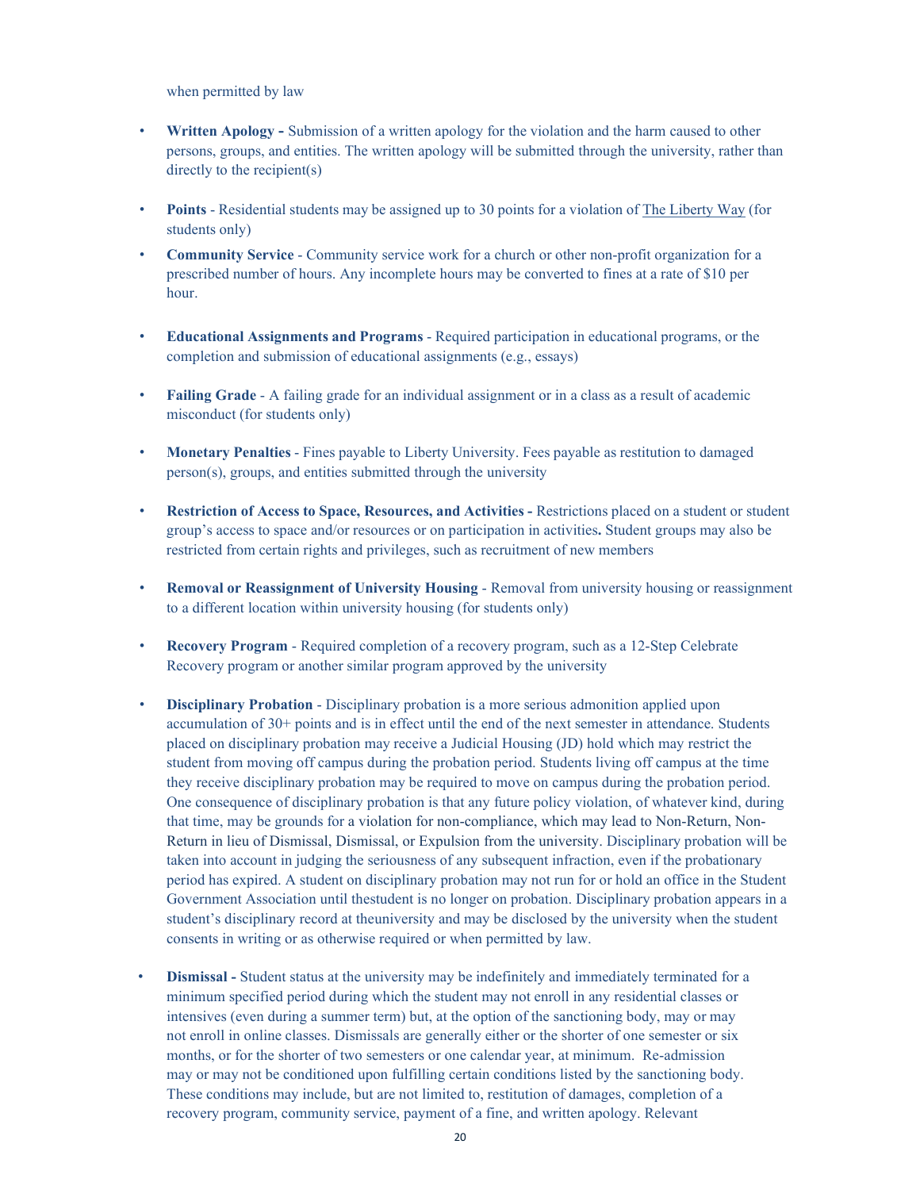when permitted by law

- **Written Apology -** Submission of a written apology for the violation and the harm caused to other persons, groups, and entities. The written apology will be submitted through the university, rather than directly to the recipient(s)

- **Points** - Residential students may be assigned up to 30 points for a violation of The Liberty Way (for students only)
- **Community Service** - Community service work for a church or other non-profit organization for a prescribed number of hours. Any incomplete hours may be converted to fines at a rate of $10 per hour.

- **Educational Assignments and Programs** - Required participation in educational programs, or the completion and submission of educational assignments (e.g., essays)

- **Failing Grade** - A failing grade for an individual assignment or in a class as a result of academic misconduct (for students only)

- **Monetary Penalties** - Fines payable to Liberty University. Fees payable as restitution to damaged person(s), groups, and entities submitted through the university

- **Restriction of Access to Space, Resources, and Activities -** Restrictions placed on a student or student group's access to space and/or resources or on participation in activities**.** Student groups may also be restricted from certain rights and privileges, such as recruitment of new members

- **Removal or Reassignment of University Housing** - Removal from university housing or reassignment to a different location within university housing (for students only)

- **Recovery Program** - Required completion of a recovery program, such as a 12-Step Celebrate Recovery program or another similar program approved by the university

- **Disciplinary Probation** - Disciplinary probation is a more serious admonition applied upon accumulation of 30+ points and is in effect until the end of the next semester in attendance. Students placed on disciplinary probation may receive a Judicial Housing (JD) hold which may restrict the student from moving off campus during the probation period. Students living off campus at the time they receive disciplinary probation may be required to move on campus during the probation period. One consequence of disciplinary probation is that any future policy violation, of whatever kind, during that time, may be grounds for a violation for non-compliance, which may lead to Non-Return, Non-Return in lieu of Dismissal, Dismissal, or Expulsion from the university. Disciplinary probation will be taken into account in judging the seriousness of any subsequent infraction, even if the probationary period has expired. A student on disciplinary probation may not run for or hold an office in the Student Government Association until thestudent is no longer on probation. Disciplinary probation appears in a student's disciplinary record at theuniversity and may be disclosed by the university when the student consents in writing or as otherwise required or when permitted by law.

- **Dismissal -** Student status at the university may be indefinitely and immediately terminated for a minimum specified period during which the student may not enroll in any residential classes or intensives (even during a summer term) but, at the option of the sanctioning body, may or may not enroll in online classes. Dismissals are generally either or the shorter of one semester or six months, or for the shorter of two semesters or one calendar year, at minimum. Re-admission may or may not be conditioned upon fulfilling certain conditions listed by the sanctioning body. These conditions may include, but are not limited to, restitution of damages, completion of a recovery program, community service, payment of a fine, and written apology. Relevant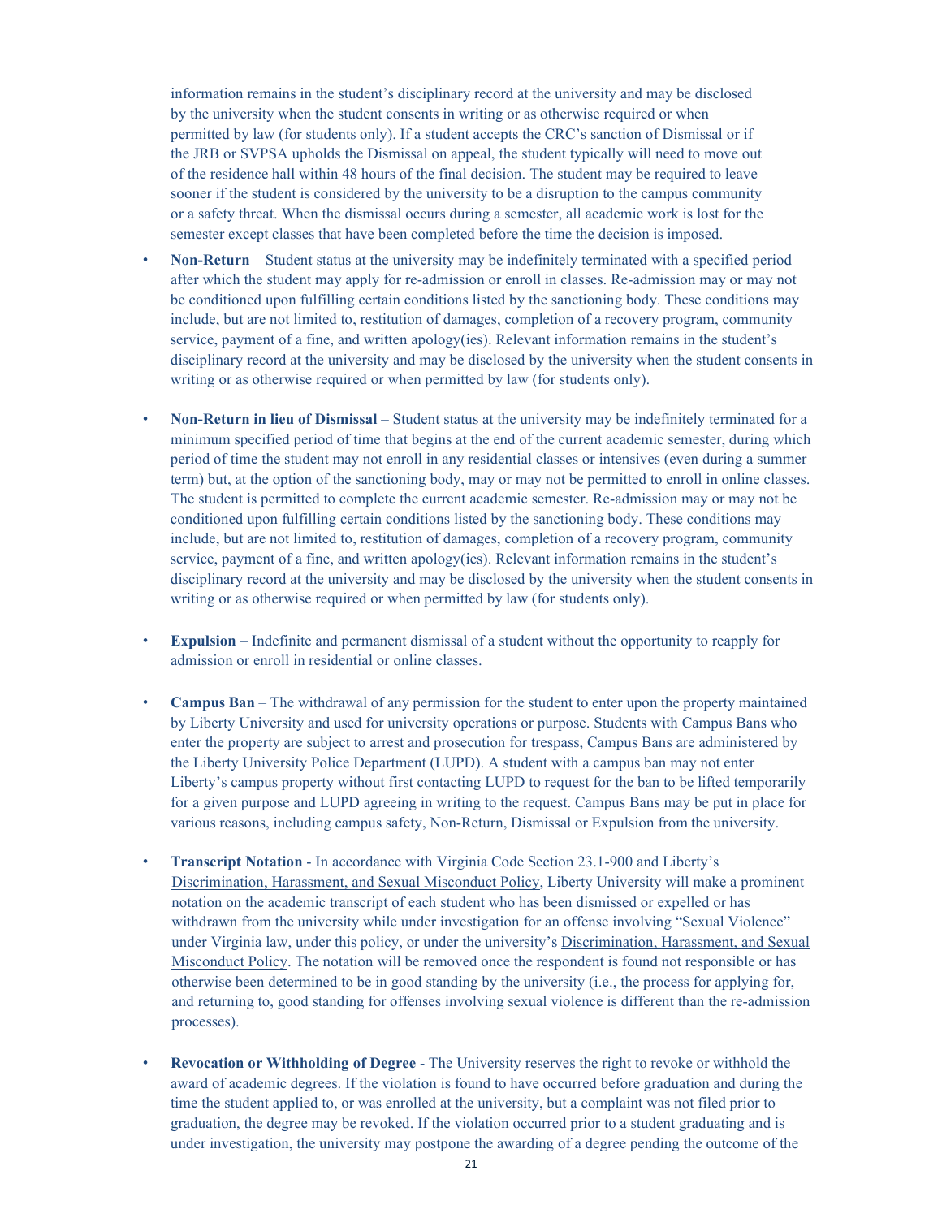information remains in the student's disciplinary record at the university and may be disclosed by the university when the student consents in writing or as otherwise required or when permitted by law (for students only). If a student accepts the CRC's sanction of Dismissal or if the JRB or SVPSA upholds the Dismissal on appeal, the student typically will need to move out of the residence hall within 48 hours of the final decision. The student may be required to leave sooner if the student is considered by the university to be a disruption to the campus community or a safety threat. When the dismissal occurs during a semester, all academic work is lost for the semester except classes that have been completed before the time the decision is imposed.

- **Non-Return** – Student status at the university may be indefinitely terminated with a specified period after which the student may apply for re-admission or enroll in classes. Re-admission may or may not be conditioned upon fulfilling certain conditions listed by the sanctioning body. These conditions may include, but are not limited to, restitution of damages, completion of a recovery program, community service, payment of a fine, and written apology(ies). Relevant information remains in the student's disciplinary record at the university and may be disclosed by the university when the student consents in writing or as otherwise required or when permitted by law (for students only).

- **Non-Return in lieu of Dismissal** – Student status at the university may be indefinitely terminated for a minimum specified period of time that begins at the end of the current academic semester, during which period of time the student may not enroll in any residential classes or intensives (even during a summer term) but, at the option of the sanctioning body, may or may not be permitted to enroll in online classes. The student is permitted to complete the current academic semester. Re-admission may or may not be conditioned upon fulfilling certain conditions listed by the sanctioning body. These conditions may include, but are not limited to, restitution of damages, completion of a recovery program, community service, payment of a fine, and written apology(ies). Relevant information remains in the student's disciplinary record at the university and may be disclosed by the university when the student consents in writing or as otherwise required or when permitted by law (for students only).

- **Expulsion** – Indefinite and permanent dismissal of a student without the opportunity to reapply for admission or enroll in residential or online classes.

- **Campus Ban** – The withdrawal of any permission for the student to enter upon the property maintained by Liberty University and used for university operations or purpose. Students with Campus Bans who enter the property are subject to arrest and prosecution for trespass, Campus Bans are administered by the Liberty University Police Department (LUPD). A student with a campus ban may not enter Liberty's campus property without first contacting LUPD to request for the ban to be lifted temporarily for a given purpose and LUPD agreeing in writing to the request. Campus Bans may be put in place for various reasons, including campus safety, Non-Return, Dismissal or Expulsion from the university.

- **Transcript Notation** - In accordance with Virginia Code Section 23.1-900 and Liberty's Discrimination, Harassment, and Sexual Misconduct Policy, Liberty University will make a prominent notation on the academic transcript of each student who has been dismissed or expelled or has withdrawn from the university while under investigation for an offense involving "Sexual Violence" under Virginia law, under this policy, or under the university's Discrimination, Harassment, and Sexual Misconduct Policy. The notation will be removed once the respondent is found not responsible or has otherwise been determined to be in good standing by the university (i.e., the process for applying for, and returning to, good standing for offenses involving sexual violence is different than the re-admission processes).

- **Revocation or Withholding of Degree** - The University reserves the right to revoke or withhold the award of academic degrees. If the violation is found to have occurred before graduation and during the time the student applied to, or was enrolled at the university, but a complaint was not filed prior to graduation, the degree may be revoked. If the violation occurred prior to a student graduating and is under investigation, the university may postpone the awarding of a degree pending the outcome of the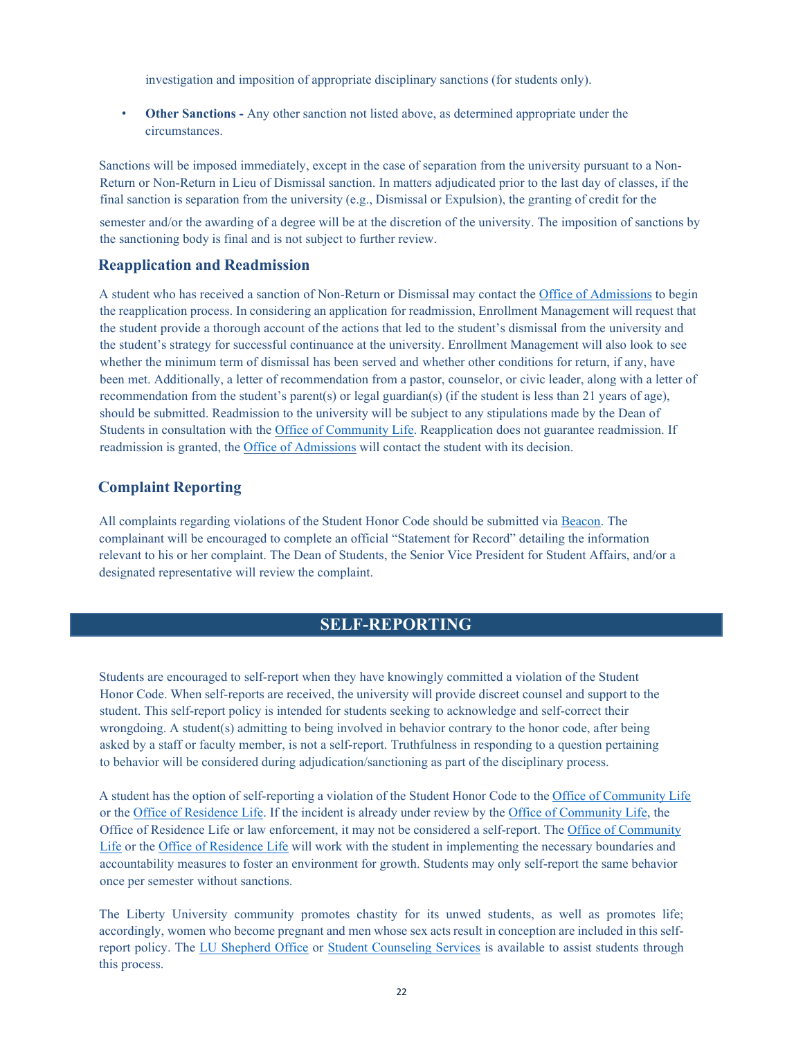investigation and imposition of appropriate disciplinary sanctions (for students only).

- **Other Sanctions -** Any other sanction not listed above, as determined appropriate under the circumstances.

Sanctions will be imposed immediately, except in the case of separation from the university pursuant to a Non-Return or Non-Return in Lieu of Dismissal sanction. In matters adjudicated prior to the last day of classes, if the final sanction is separation from the university (e.g., Dismissal or Expulsion), the granting of credit for the semester and/or the awarding of a degree will be at the discretion of the university. The imposition of sanctions by the sanctioning body is final and is not subject to further review.

### Reapplication and Readmission

A student who has received a sanction of Non-Return or Dismissal may contact the Office of Admissions to begin the reapplication process. In considering an application for readmission, Enrollment Management will request that the student provide a thorough account of the actions that led to the student's dismissal from the university and the student's strategy for successful continuance at the university. Enrollment Management will also look to see whether the minimum term of dismissal has been served and whether other conditions for return, if any, have been met. Additionally, a letter of recommendation from a pastor, counselor, or civic leader, along with a letter of recommendation from the student's parent(s) or legal guardian(s) (if the student is less than 21 years of age), should be submitted. Readmission to the university will be subject to any stipulations made by the Dean of Students in consultation with the Office of Community Life. Reapplication does not guarantee readmission. If readmission is granted, the Office of Admissions will contact the student with its decision.

### Complaint Reporting

All complaints regarding violations of the Student Honor Code should be submitted via Beacon. The complainant will be encouraged to complete an official "Statement for Record" detailing the information relevant to his or her complaint. The Dean of Students, the Senior Vice President for Student Affairs, and/or a designated representative will review the complaint.

## SELF-REPORTING

Students are encouraged to self-report when they have knowingly committed a violation of the Student Honor Code. When self-reports are received, the university will provide discreet counsel and support to the student. This self-report policy is intended for students seeking to acknowledge and self-correct their wrongdoing. A student(s) admitting to being involved in behavior contrary to the honor code, after being asked by a staff or faculty member, is not a self-report. Truthfulness in responding to a question pertaining to behavior will be considered during adjudication/sanctioning as part of the disciplinary process.

A student has the option of self-reporting a violation of the Student Honor Code to the Office of Community Life or the Office of Residence Life. If the incident is already under review by the Office of Community Life, the Office of Residence Life or law enforcement, it may not be considered a self-report. The Office of Community Life or the Office of Residence Life will work with the student in implementing the necessary boundaries and accountability measures to foster an environment for growth. Students may only self-report the same behavior once per semester without sanctions.

The Liberty University community promotes chastity for its unwed students, as well as promotes life; accordingly, women who become pregnant and men whose sex acts result in conception are included in this self-report policy. The LU Shepherd Office or Student Counseling Services is available to assist students through this process.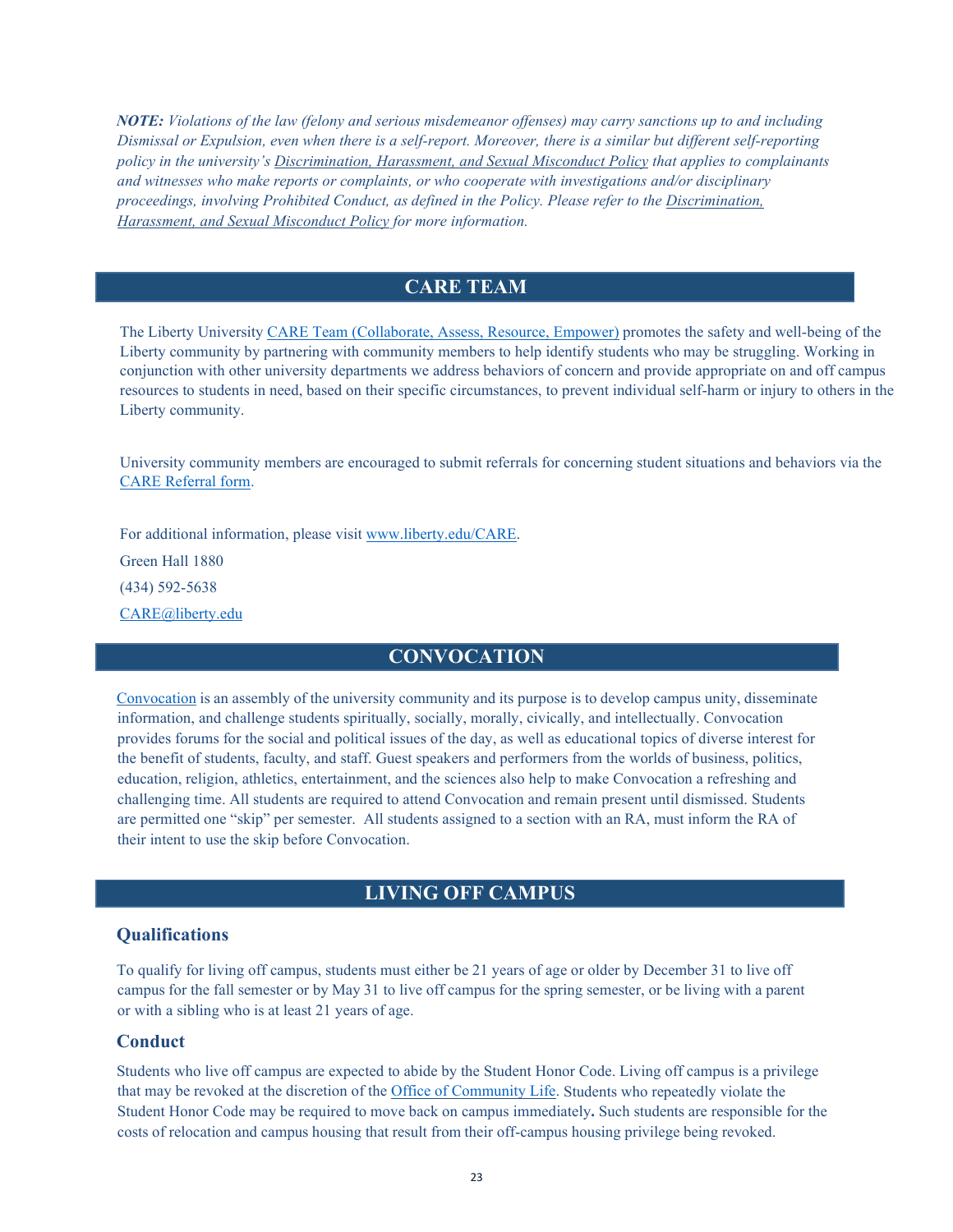***NOTE:*** *Violations of the law (felony and serious misdemeanor offenses) may carry sanctions up to and including Dismissal or Expulsion, even when there is a self-report. Moreover, there is a similar but different self-reporting policy in the university's Discrimination, Harassment, and Sexual Misconduct Policy that applies to complainants and witnesses who make reports or complaints, or who cooperate with investigations and/or disciplinary proceedings, involving Prohibited Conduct, as defined in the Policy. Please refer to the Discrimination, Harassment, and Sexual Misconduct Policy for more information.*

## CARE TEAM

The Liberty University CARE Team (Collaborate, Assess, Resource, Empower) promotes the safety and well-being of the Liberty community by partnering with community members to help identify students who may be struggling. Working in conjunction with other university departments we address behaviors of concern and provide appropriate on and off campus resources to students in need, based on their specific circumstances, to prevent individual self-harm or injury to others in the Liberty community.

University community members are encouraged to submit referrals for concerning student situations and behaviors via the CARE Referral form.

For additional information, please visit www.liberty.edu/CARE.

Green Hall 1880

(434) 592-5638

CARE@liberty.edu

## CONVOCATION

Convocation is an assembly of the university community and its purpose is to develop campus unity, disseminate information, and challenge students spiritually, socially, morally, civically, and intellectually. Convocation provides forums for the social and political issues of the day, as well as educational topics of diverse interest for the benefit of students, faculty, and staff. Guest speakers and performers from the worlds of business, politics, education, religion, athletics, entertainment, and the sciences also help to make Convocation a refreshing and challenging time. All students are required to attend Convocation and remain present until dismissed. Students are permitted one "skip" per semester. All students assigned to a section with an RA, must inform the RA of their intent to use the skip before Convocation.

## LIVING OFF CAMPUS

### Qualifications

To qualify for living off campus, students must either be 21 years of age or older by December 31 to live off campus for the fall semester or by May 31 to live off campus for the spring semester, or be living with a parent or with a sibling who is at least 21 years of age.

### Conduct

Students who live off campus are expected to abide by the Student Honor Code. Living off campus is a privilege that may be revoked at the discretion of the Office of Community Life. Students who repeatedly violate the Student Honor Code may be required to move back on campus immediately**.** Such students are responsible for the costs of relocation and campus housing that result from their off-campus housing privilege being revoked.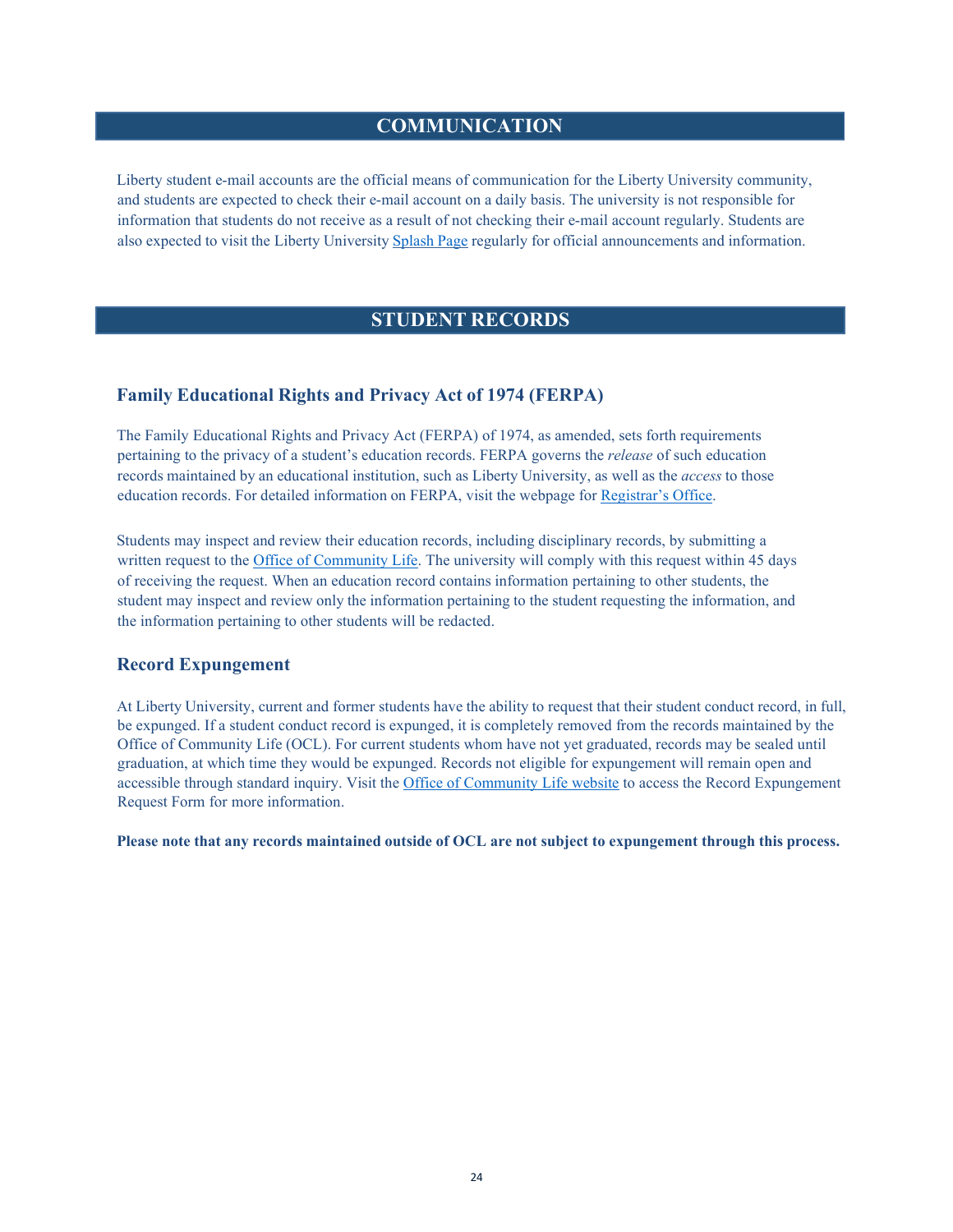## COMMUNICATION

Liberty student e-mail accounts are the official means of communication for the Liberty University community, and students are expected to check their e-mail account on a daily basis. The university is not responsible for information that students do not receive as a result of not checking their e-mail account regularly. Students are also expected to visit the Liberty University Splash Page regularly for official announcements and information.

## STUDENT RECORDS

### Family Educational Rights and Privacy Act of 1974 (FERPA)

The Family Educational Rights and Privacy Act (FERPA) of 1974, as amended, sets forth requirements pertaining to the privacy of a student's education records. FERPA governs the *release* of such education records maintained by an educational institution, such as Liberty University, as well as the *access* to those education records. For detailed information on FERPA, visit the webpage for Registrar's Office.

Students may inspect and review their education records, including disciplinary records, by submitting a written request to the Office of Community Life. The university will comply with this request within 45 days of receiving the request. When an education record contains information pertaining to other students, the student may inspect and review only the information pertaining to the student requesting the information, and the information pertaining to other students will be redacted.

### Record Expungement

At Liberty University, current and former students have the ability to request that their student conduct record, in full, be expunged. If a student conduct record is expunged, it is completely removed from the records maintained by the Office of Community Life (OCL). For current students whom have not yet graduated, records may be sealed until graduation, at which time they would be expunged. Records not eligible for expungement will remain open and accessible through standard inquiry. Visit the Office of Community Life website to access the Record Expungement Request Form for more information.

**Please note that any records maintained outside of OCL are not subject to expungement through this process.**